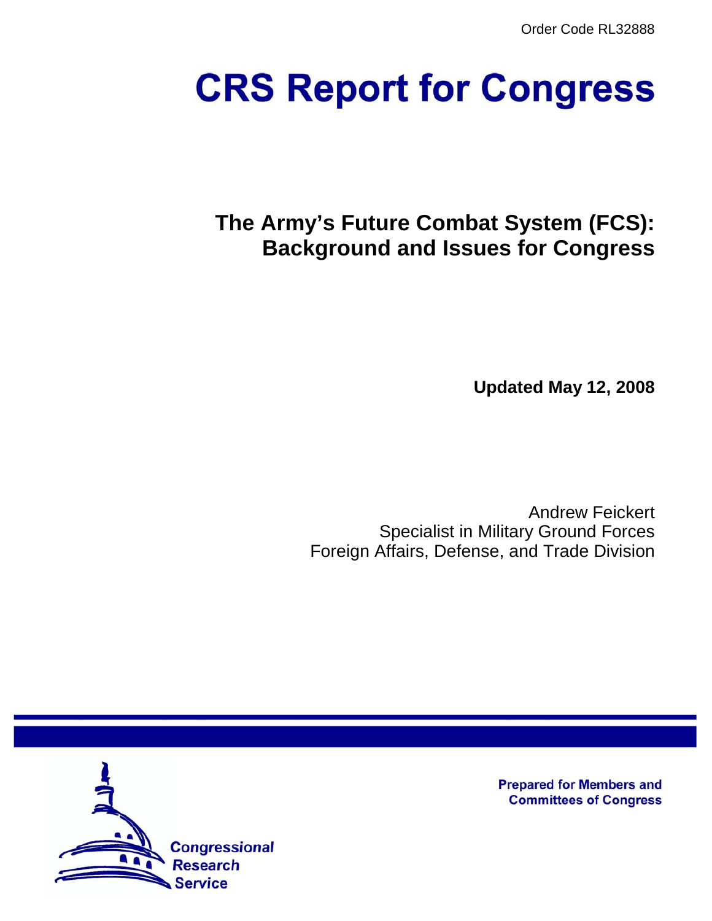Order Code RL32888

# CRS Report for Congress

## The Army's Future Combat System (FCS): Background and Issues for Congress

**Updated May 12, 2008**

Andrew Feickert
Specialist in Military Ground Forces
Foreign Affairs, Defense, and Trade Division

Prepared for Members and Committees of Congress

Congressional Research Service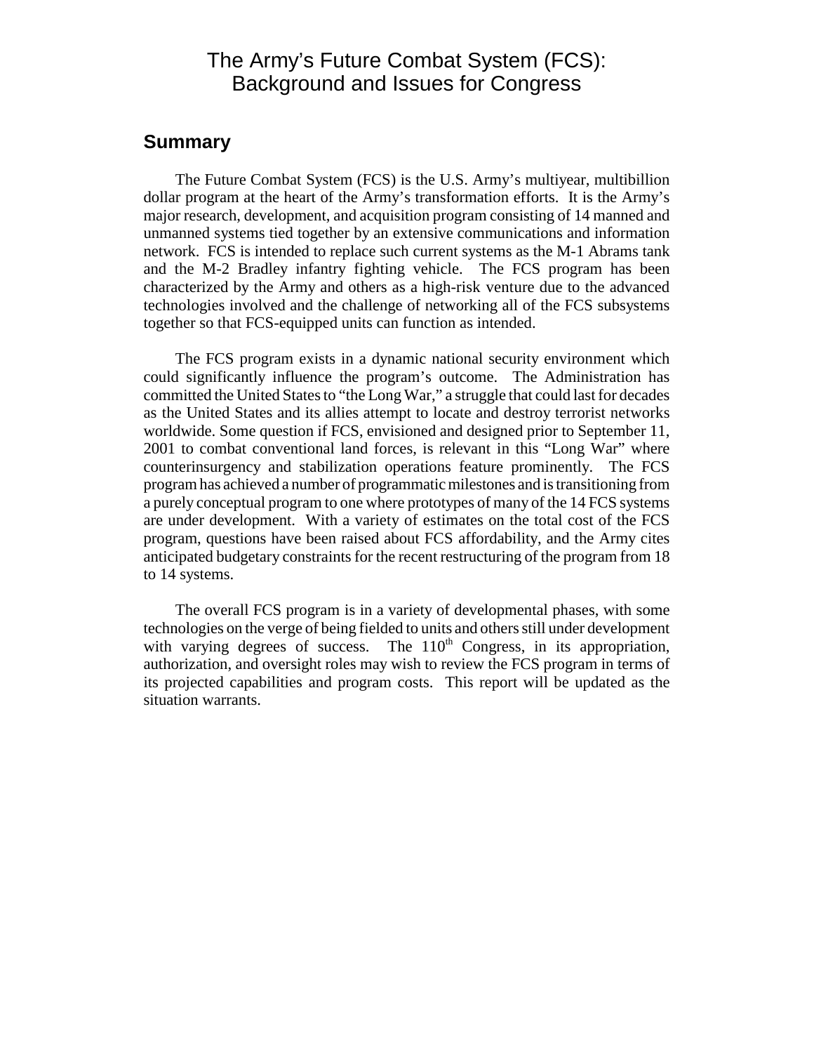# The Army's Future Combat System (FCS): Background and Issues for Congress

## Summary

The Future Combat System (FCS) is the U.S. Army's multiyear, multibillion dollar program at the heart of the Army's transformation efforts. It is the Army's major research, development, and acquisition program consisting of 14 manned and unmanned systems tied together by an extensive communications and information network. FCS is intended to replace such current systems as the M-1 Abrams tank and the M-2 Bradley infantry fighting vehicle. The FCS program has been characterized by the Army and others as a high-risk venture due to the advanced technologies involved and the challenge of networking all of the FCS subsystems together so that FCS-equipped units can function as intended.

The FCS program exists in a dynamic national security environment which could significantly influence the program's outcome. The Administration has committed the United States to "the Long War," a struggle that could last for decades as the United States and its allies attempt to locate and destroy terrorist networks worldwide. Some question if FCS, envisioned and designed prior to September 11, 2001 to combat conventional land forces, is relevant in this "Long War" where counterinsurgency and stabilization operations feature prominently. The FCS program has achieved a number of programmatic milestones and is transitioning from a purely conceptual program to one where prototypes of many of the 14 FCS systems are under development. With a variety of estimates on the total cost of the FCS program, questions have been raised about FCS affordability, and the Army cites anticipated budgetary constraints for the recent restructuring of the program from 18 to 14 systems.

The overall FCS program is in a variety of developmental phases, with some technologies on the verge of being fielded to units and others still under development with varying degrees of success. The 110th Congress, in its appropriation, authorization, and oversight roles may wish to review the FCS program in terms of its projected capabilities and program costs. This report will be updated as the situation warrants.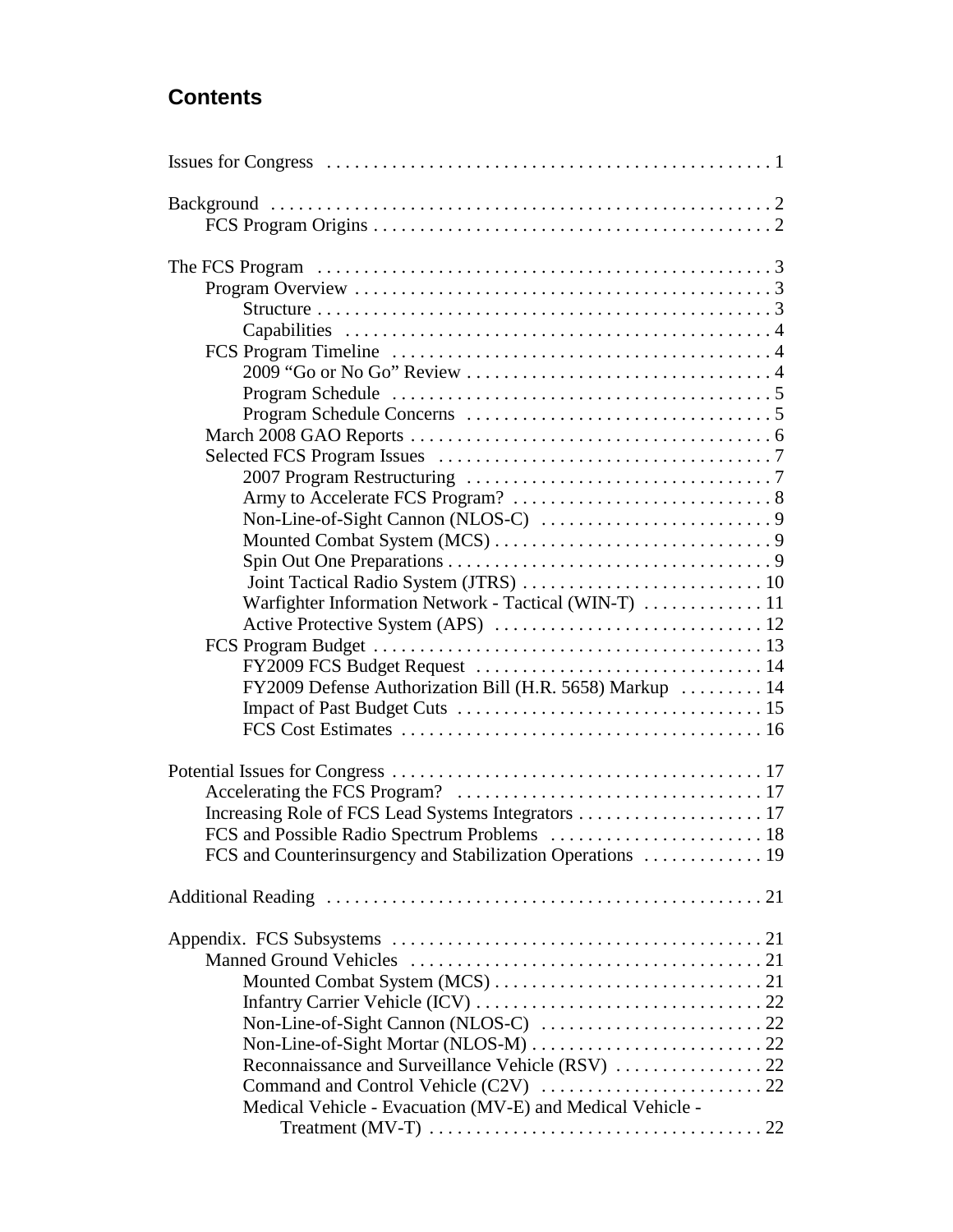## Contents

Issues for Congress . . . . . . . . . . . . . . . . . . . . . . . . . . . . . . . . . . . . . . . . . . . . . . . 1

Background . . . . . . . . . . . . . . . . . . . . . . . . . . . . . . . . . . . . . . . . . . . . . . . . . . . . . 2
- FCS Program Origins . . . . . . . . . . . . . . . . . . . . . . . . . . . . . . . . . . . . . . . . . . . 2

The FCS Program . . . . . . . . . . . . . . . . . . . . . . . . . . . . . . . . . . . . . . . . . . . . . . . . 3
- Program Overview . . . . . . . . . . . . . . . . . . . . . . . . . . . . . . . . . . . . . . . . . . . . 3
  - Structure . . . . . . . . . . . . . . . . . . . . . . . . . . . . . . . . . . . . . . . . . . . . . . . . . 3
  - Capabilities . . . . . . . . . . . . . . . . . . . . . . . . . . . . . . . . . . . . . . . . . . . . . . 4
- FCS Program Timeline . . . . . . . . . . . . . . . . . . . . . . . . . . . . . . . . . . . . . . . . . 4
  - 2009 “Go or No Go” Review . . . . . . . . . . . . . . . . . . . . . . . . . . . . . . . . . 4
  - Program Schedule . . . . . . . . . . . . . . . . . . . . . . . . . . . . . . . . . . . . . . . . 5
  - Program Schedule Concerns . . . . . . . . . . . . . . . . . . . . . . . . . . . . . . . . 5
- March 2008 GAO Reports . . . . . . . . . . . . . . . . . . . . . . . . . . . . . . . . . . . . . . 6
- Selected FCS Program Issues . . . . . . . . . . . . . . . . . . . . . . . . . . . . . . . . . . . 7
  - 2007 Program Restructuring . . . . . . . . . . . . . . . . . . . . . . . . . . . . . . . . 7
  - Army to Accelerate FCS Program? . . . . . . . . . . . . . . . . . . . . . . . . . . . 8
  - Non-Line-of-Sight Cannon (NLOS-C) . . . . . . . . . . . . . . . . . . . . . . . . 9
  - Mounted Combat System (MCS) . . . . . . . . . . . . . . . . . . . . . . . . . . . . . 9
  - Spin Out One Preparations . . . . . . . . . . . . . . . . . . . . . . . . . . . . . . . . . . 9
  - Joint Tactical Radio System (JTRS) . . . . . . . . . . . . . . . . . . . . . . . . . 10
  - Warfighter Information Network - Tactical (WIN-T) . . . . . . . . . . . . 11
  - Active Protective System (APS) . . . . . . . . . . . . . . . . . . . . . . . . . . . . 12
- FCS Program Budget . . . . . . . . . . . . . . . . . . . . . . . . . . . . . . . . . . . . . . . . . 13
  - FY2009 FCS Budget Request . . . . . . . . . . . . . . . . . . . . . . . . . . . . . . 14
  - FY2009 Defense Authorization Bill (H.R. 5658) Markup . . . . . . . . . 14
  - Impact of Past Budget Cuts . . . . . . . . . . . . . . . . . . . . . . . . . . . . . . . . 15
  - FCS Cost Estimates . . . . . . . . . . . . . . . . . . . . . . . . . . . . . . . . . . . . . . 16

Potential Issues for Congress . . . . . . . . . . . . . . . . . . . . . . . . . . . . . . . . . . . . . . . 17
- Accelerating the FCS Program? . . . . . . . . . . . . . . . . . . . . . . . . . . . . . . . . 17
- Increasing Role of FCS Lead Systems Integrators . . . . . . . . . . . . . . . . . . . 17
- FCS and Possible Radio Spectrum Problems . . . . . . . . . . . . . . . . . . . . . . 18
- FCS and Counterinsurgency and Stabilization Operations . . . . . . . . . . . . 19

Additional Reading . . . . . . . . . . . . . . . . . . . . . . . . . . . . . . . . . . . . . . . . . . . . . . 21

Appendix. FCS Subsystems . . . . . . . . . . . . . . . . . . . . . . . . . . . . . . . . . . . . . . . 21
- Manned Ground Vehicles . . . . . . . . . . . . . . . . . . . . . . . . . . . . . . . . . . . . . . 21
  - Mounted Combat System (MCS) . . . . . . . . . . . . . . . . . . . . . . . . . . . . 21
  - Infantry Carrier Vehicle (ICV) . . . . . . . . . . . . . . . . . . . . . . . . . . . . . . 22
  - Non-Line-of-Sight Cannon (NLOS-C) . . . . . . . . . . . . . . . . . . . . . . . 22
  - Non-Line-of-Sight Mortar (NLOS-M) . . . . . . . . . . . . . . . . . . . . . . . . . 22
  - Reconnaissance and Surveillance Vehicle (RSV) . . . . . . . . . . . . . . . 22
  - Command and Control Vehicle (C2V) . . . . . . . . . . . . . . . . . . . . . . . 22
  - Medical Vehicle - Evacuation (MV-E) and Medical Vehicle - Treatment (MV-T) . . . . . . . . . . . . . . . . . . . . . . . . . . . . . . . . . . . . 22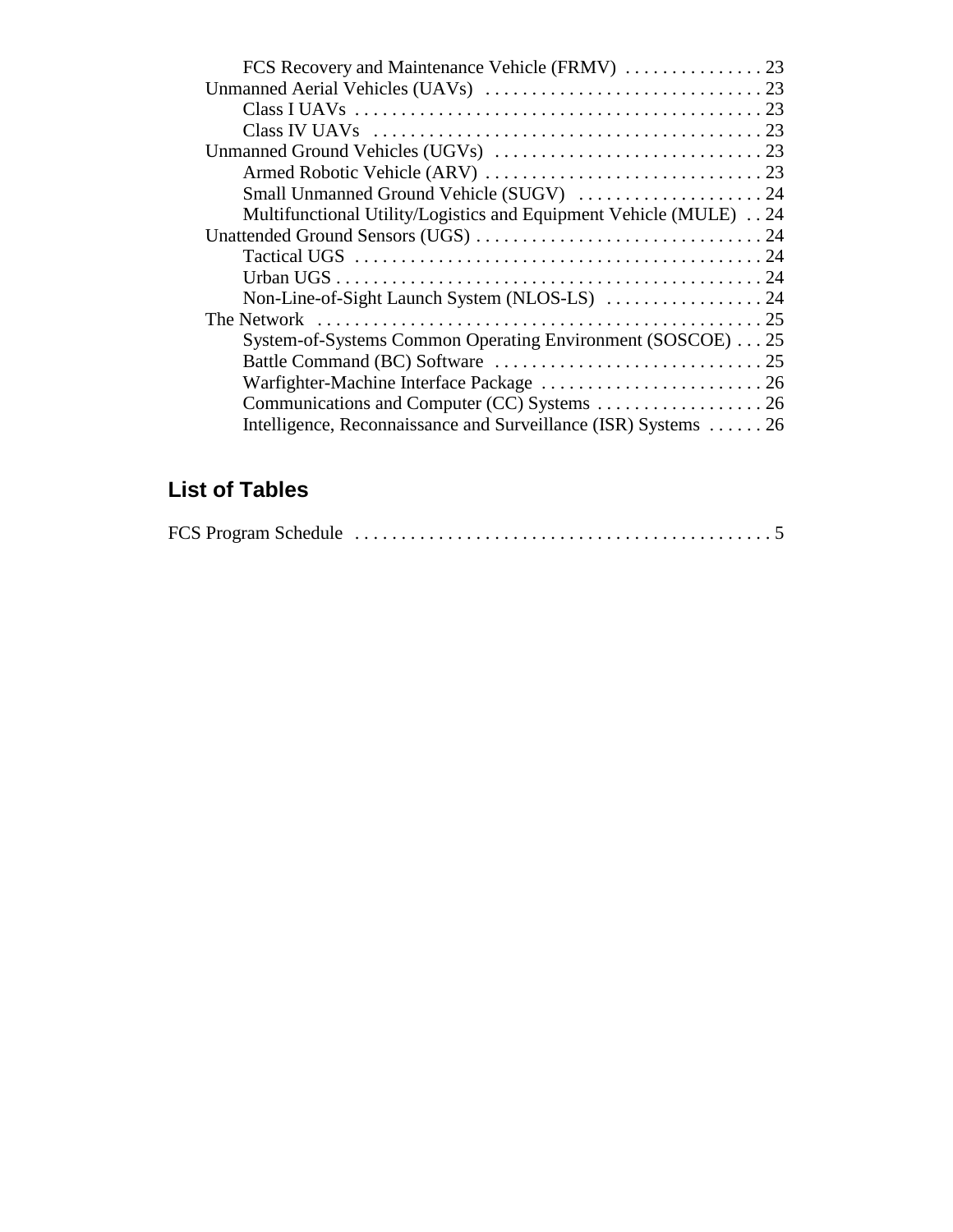FCS Recovery and Maintenance Vehicle (FRMV) . . . . . . . . . . . . . . . 23
Unmanned Aerial Vehicles (UAVs) . . . . . . . . . . . . . . . . . . . . . . . . . . . . . . 23
Class I UAVs . . . . . . . . . . . . . . . . . . . . . . . . . . . . . . . . . . . . . . . . . . . . 23
Class IV UAVs . . . . . . . . . . . . . . . . . . . . . . . . . . . . . . . . . . . . . . . . . . 23
Unmanned Ground Vehicles (UGVs) . . . . . . . . . . . . . . . . . . . . . . . . . . . . 23
Armed Robotic Vehicle (ARV) . . . . . . . . . . . . . . . . . . . . . . . . . . . . . . 23
Small Unmanned Ground Vehicle (SUGV) . . . . . . . . . . . . . . . . . . . . 24
Multifunctional Utility/Logistics and Equipment Vehicle (MULE) . . 24
Unattended Ground Sensors (UGS) . . . . . . . . . . . . . . . . . . . . . . . . . . . . . . . 24
Tactical UGS . . . . . . . . . . . . . . . . . . . . . . . . . . . . . . . . . . . . . . . . . . . . 24
Urban UGS . . . . . . . . . . . . . . . . . . . . . . . . . . . . . . . . . . . . . . . . . . . . . . 24
Non-Line-of-Sight Launch System (NLOS-LS) . . . . . . . . . . . . . . . . . 24
The Network . . . . . . . . . . . . . . . . . . . . . . . . . . . . . . . . . . . . . . . . . . . . . . . . 25
System-of-Systems Common Operating Environment (SOSCOE) . . . 25
Battle Command (BC) Software . . . . . . . . . . . . . . . . . . . . . . . . . . . . . 25
Warfighter-Machine Interface Package . . . . . . . . . . . . . . . . . . . . . . . . 26
Communications and Computer (CC) Systems . . . . . . . . . . . . . . . . . . 26
Intelligence, Reconnaissance and Surveillance (ISR) Systems . . . . . . 26

## List of Tables

FCS Program Schedule . . . . . . . . . . . . . . . . . . . . . . . . . . . . . . . . . . . . . . . . . . . . . 5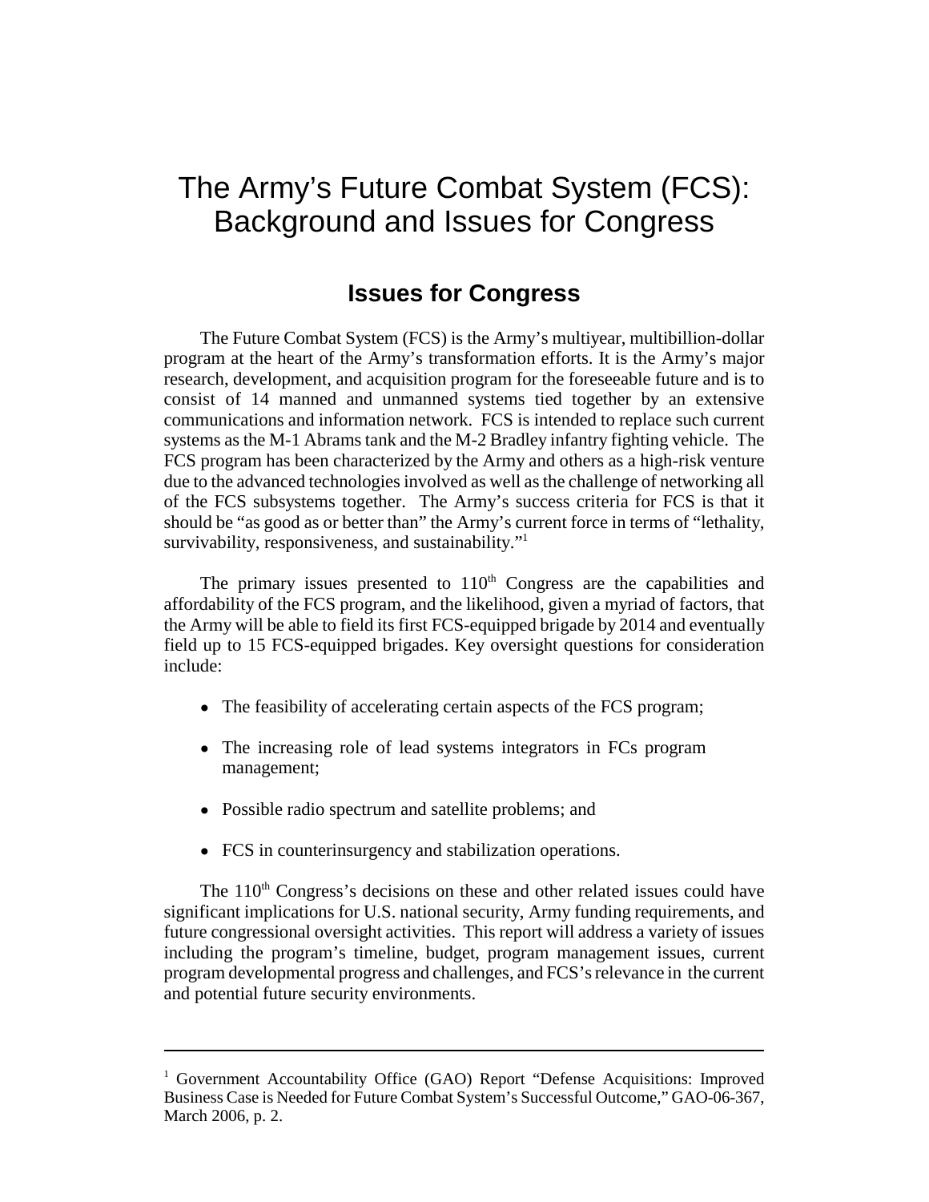# The Army's Future Combat System (FCS): Background and Issues for Congress

## Issues for Congress

The Future Combat System (FCS) is the Army's multiyear, multibillion-dollar program at the heart of the Army's transformation efforts. It is the Army's major research, development, and acquisition program for the foreseeable future and is to consist of 14 manned and unmanned systems tied together by an extensive communications and information network. FCS is intended to replace such current systems as the M-1 Abrams tank and the M-2 Bradley infantry fighting vehicle. The FCS program has been characterized by the Army and others as a high-risk venture due to the advanced technologies involved as well as the challenge of networking all of the FCS subsystems together. The Army's success criteria for FCS is that it should be "as good as or better than" the Army's current force in terms of "lethality, survivability, responsiveness, and sustainability."[1]

The primary issues presented to 110th Congress are the capabilities and affordability of the FCS program, and the likelihood, given a myriad of factors, that the Army will be able to field its first FCS-equipped brigade by 2014 and eventually field up to 15 FCS-equipped brigades. Key oversight questions for consideration include:

- The feasibility of accelerating certain aspects of the FCS program;
- The increasing role of lead systems integrators in FCs program management;
- Possible radio spectrum and satellite problems; and
- FCS in counterinsurgency and stabilization operations.

The 110th Congress's decisions on these and other related issues could have significant implications for U.S. national security, Army funding requirements, and future congressional oversight activities. This report will address a variety of issues including the program's timeline, budget, program management issues, current program developmental progress and challenges, and FCS's relevance in the current and potential future security environments.

---

[1] Government Accountability Office (GAO) Report "Defense Acquisitions: Improved Business Case is Needed for Future Combat System's Successful Outcome," GAO-06-367, March 2006, p. 2.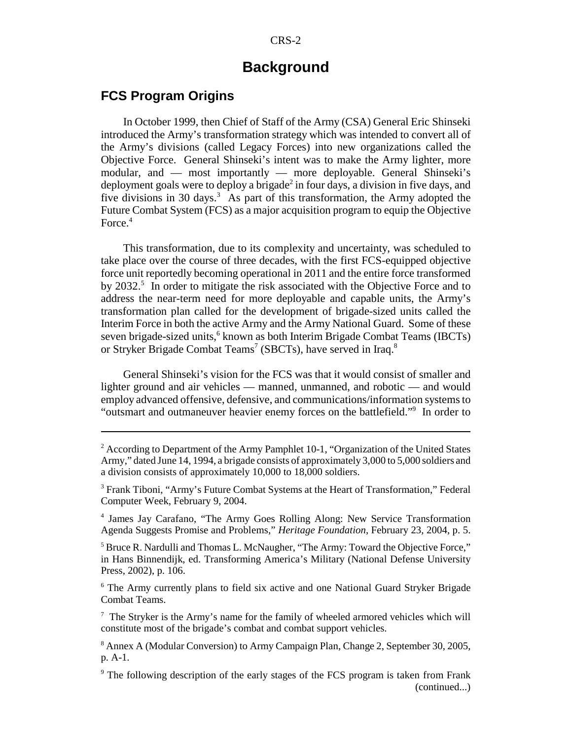# Background

## FCS Program Origins

In October 1999, then Chief of Staff of the Army (CSA) General Eric Shinseki introduced the Army's transformation strategy which was intended to convert all of the Army's divisions (called Legacy Forces) into new organizations called the Objective Force. General Shinseki's intent was to make the Army lighter, more modular, and — most importantly — more deployable. General Shinseki's deployment goals were to deploy a brigade[2] in four days, a division in five days, and five divisions in 30 days.[3] As part of this transformation, the Army adopted the Future Combat System (FCS) as a major acquisition program to equip the Objective Force.[4]

This transformation, due to its complexity and uncertainty, was scheduled to take place over the course of three decades, with the first FCS-equipped objective force unit reportedly becoming operational in 2011 and the entire force transformed by 2032.[5] In order to mitigate the risk associated with the Objective Force and to address the near-term need for more deployable and capable units, the Army's transformation plan called for the development of brigade-sized units called the Interim Force in both the active Army and the Army National Guard. Some of these seven brigade-sized units,[6] known as both Interim Brigade Combat Teams (IBCTs) or Stryker Brigade Combat Teams[7] (SBCTs), have served in Iraq.[8]

General Shinseki's vision for the FCS was that it would consist of smaller and lighter ground and air vehicles — manned, unmanned, and robotic — and would employ advanced offensive, defensive, and communications/information systems to "outsmart and outmaneuver heavier enemy forces on the battlefield."[9] In order to

---

[2] According to Department of the Army Pamphlet 10-1, "Organization of the United States Army," dated June 14, 1994, a brigade consists of approximately 3,000 to 5,000 soldiers and a division consists of approximately 10,000 to 18,000 soldiers.

[3] Frank Tiboni, "Army's Future Combat Systems at the Heart of Transformation," Federal Computer Week, February 9, 2004.

[4] James Jay Carafano, "The Army Goes Rolling Along: New Service Transformation Agenda Suggests Promise and Problems," *Heritage Foundation*, February 23, 2004, p. 5.

[5] Bruce R. Nardulli and Thomas L. McNaugher, "The Army: Toward the Objective Force," in Hans Binnendijk, ed. Transforming America's Military (National Defense University Press, 2002), p. 106.

[6] The Army currently plans to field six active and one National Guard Stryker Brigade Combat Teams.

[7] The Stryker is the Army's name for the family of wheeled armored vehicles which will constitute most of the brigade's combat and combat support vehicles.

[8] Annex A (Modular Conversion) to Army Campaign Plan, Change 2, September 30, 2005, p. A-1.

[9] The following description of the early stages of the FCS program is taken from Frank (continued...)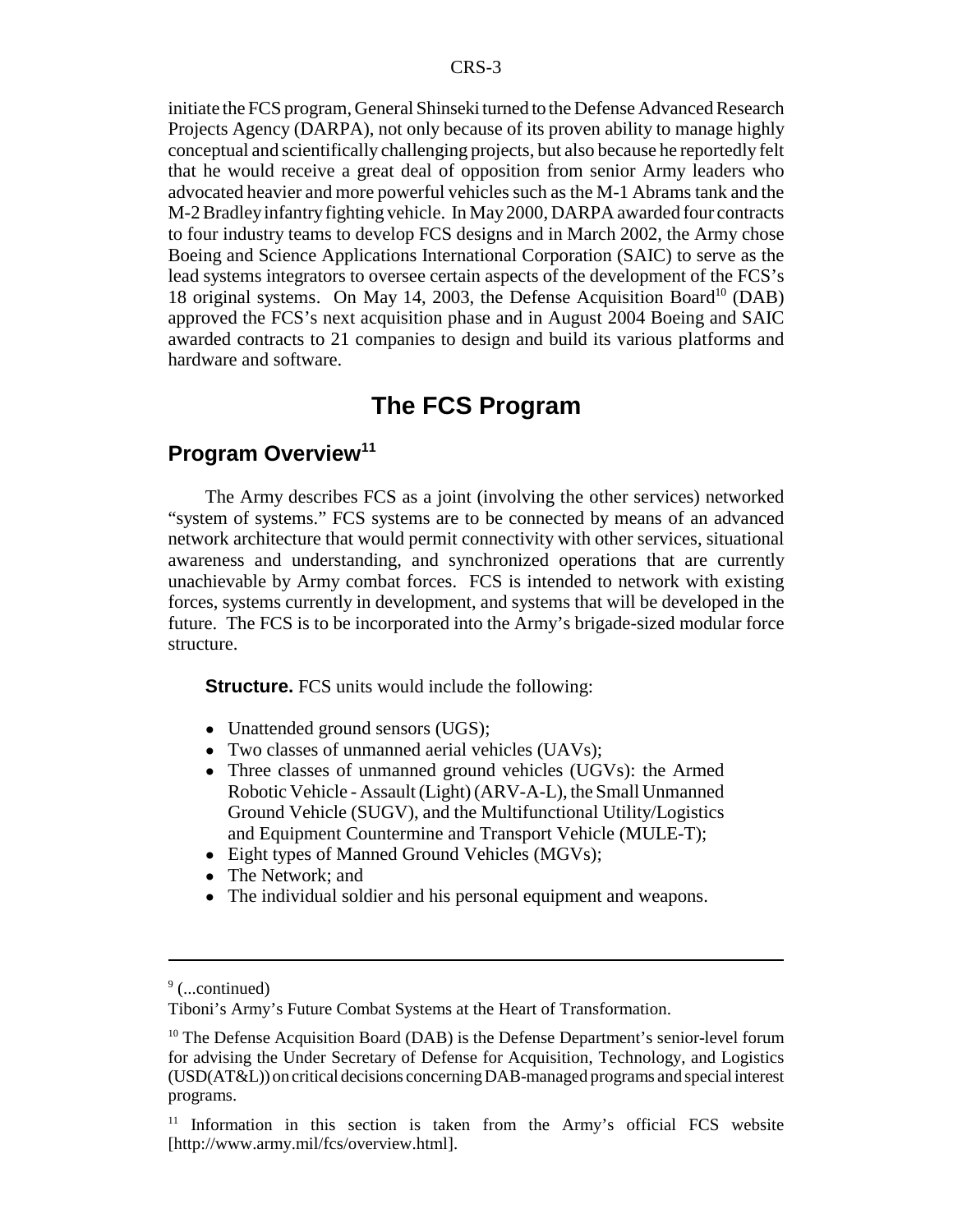initiate the FCS program, General Shinseki turned to the Defense Advanced Research Projects Agency (DARPA), not only because of its proven ability to manage highly conceptual and scientifically challenging projects, but also because he reportedly felt that he would receive a great deal of opposition from senior Army leaders who advocated heavier and more powerful vehicles such as the M-1 Abrams tank and the M-2 Bradley infantry fighting vehicle. In May 2000, DARPA awarded four contracts to four industry teams to develop FCS designs and in March 2002, the Army chose Boeing and Science Applications International Corporation (SAIC) to serve as the lead systems integrators to oversee certain aspects of the development of the FCS's 18 original systems. On May 14, 2003, the Defense Acquisition Board[10] (DAB) approved the FCS's next acquisition phase and in August 2004 Boeing and SAIC awarded contracts to 21 companies to design and build its various platforms and hardware and software.

# The FCS Program

## Program Overview[11]

The Army describes FCS as a joint (involving the other services) networked "system of systems." FCS systems are to be connected by means of an advanced network architecture that would permit connectivity with other services, situational awareness and understanding, and synchronized operations that are currently unachievable by Army combat forces. FCS is intended to network with existing forces, systems currently in development, and systems that will be developed in the future. The FCS is to be incorporated into the Army's brigade-sized modular force structure.

**Structure.** FCS units would include the following:

- Unattended ground sensors (UGS);
- Two classes of unmanned aerial vehicles (UAVs);
- Three classes of unmanned ground vehicles (UGVs): the Armed Robotic Vehicle - Assault (Light) (ARV-A-L), the Small Unmanned Ground Vehicle (SUGV), and the Multifunctional Utility/Logistics and Equipment Countermine and Transport Vehicle (MULE-T);
- Eight types of Manned Ground Vehicles (MGVs);
- The Network; and
- The individual soldier and his personal equipment and weapons.

---

[9] (...continued)
Tiboni's Army's Future Combat Systems at the Heart of Transformation.

[10] The Defense Acquisition Board (DAB) is the Defense Department's senior-level forum for advising the Under Secretary of Defense for Acquisition, Technology, and Logistics (USD(AT&L)) on critical decisions concerning DAB-managed programs and special interest programs.

[11] Information in this section is taken from the Army's official FCS website [http://www.army.mil/fcs/overview.html].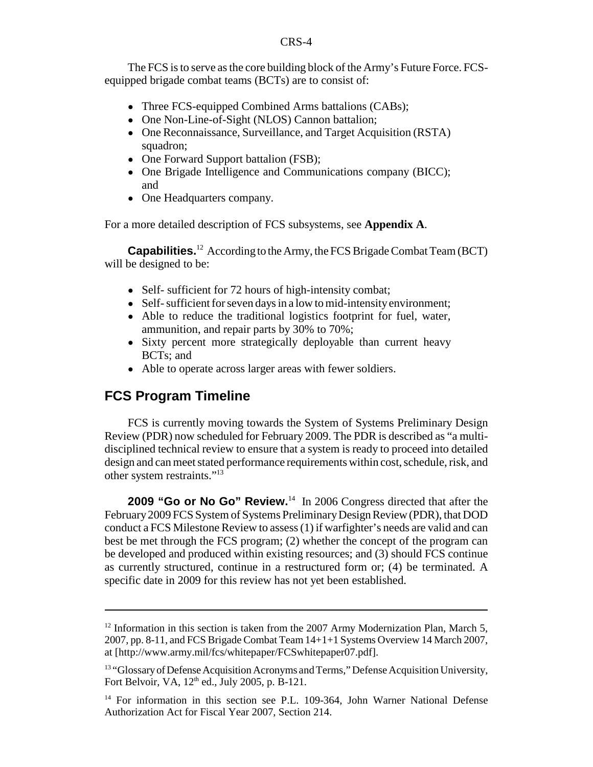The FCS is to serve as the core building block of the Army's Future Force. FCS-equipped brigade combat teams (BCTs) are to consist of:

- Three FCS-equipped Combined Arms battalions (CABs);
- One Non-Line-of-Sight (NLOS) Cannon battalion;
- One Reconnaissance, Surveillance, and Target Acquisition (RSTA) squadron;
- One Forward Support battalion (FSB);
- One Brigade Intelligence and Communications company (BICC); and
- One Headquarters company.

For a more detailed description of FCS subsystems, see **Appendix A**.

**Capabilities.**[12] According to the Army, the FCS Brigade Combat Team (BCT) will be designed to be:

- Self- sufficient for 72 hours of high-intensity combat;
- Self- sufficient for seven days in a low to mid-intensity environment;
- Able to reduce the traditional logistics footprint for fuel, water, ammunition, and repair parts by 30% to 70%;
- Sixty percent more strategically deployable than current heavy BCTs; and
- Able to operate across larger areas with fewer soldiers.

## FCS Program Timeline

FCS is currently moving towards the System of Systems Preliminary Design Review (PDR) now scheduled for February 2009. The PDR is described as "a multi-disciplined technical review to ensure that a system is ready to proceed into detailed design and can meet stated performance requirements within cost, schedule, risk, and other system restraints."[13]

**2009 "Go or No Go" Review.**[14] In 2006 Congress directed that after the February 2009 FCS System of Systems Preliminary Design Review (PDR), that DOD conduct a FCS Milestone Review to assess (1) if warfighter's needs are valid and can best be met through the FCS program; (2) whether the concept of the program can be developed and produced within existing resources; and (3) should FCS continue as currently structured, continue in a restructured form or; (4) be terminated. A specific date in 2009 for this review has not yet been established.

---

[12] Information in this section is taken from the 2007 Army Modernization Plan, March 5, 2007, pp. 8-11, and FCS Brigade Combat Team 14+1+1 Systems Overview 14 March 2007, at [http://www.army.mil/fcs/whitepaper/FCSwhitepaper07.pdf].

[13] "Glossary of Defense Acquisition Acronyms and Terms," Defense Acquisition University, Fort Belvoir, VA, 12th ed., July 2005, p. B-121.

[14] For information in this section see P.L. 109-364, John Warner National Defense Authorization Act for Fiscal Year 2007, Section 214.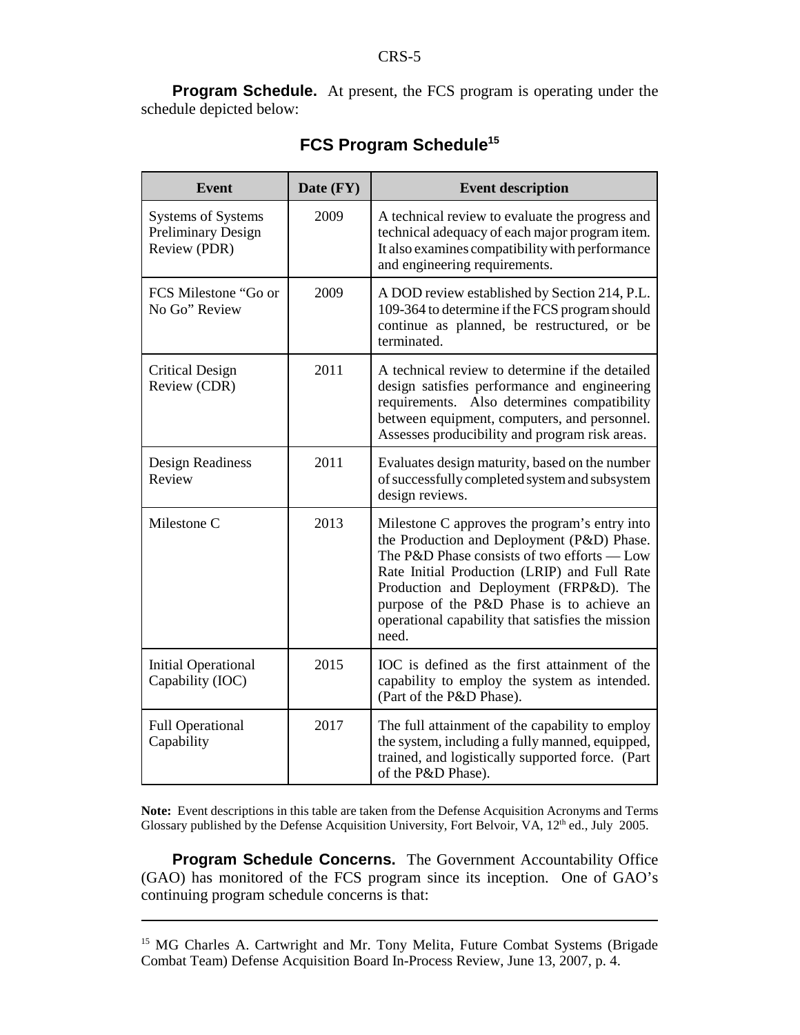**Program Schedule.** At present, the FCS program is operating under the schedule depicted below:

### FCS Program Schedule[15]

| Event | Date (FY) | Event description |
|---|---|---|
| Systems of Systems Preliminary Design Review (PDR) | 2009 | A technical review to evaluate the progress and technical adequacy of each major program item. It also examines compatibility with performance and engineering requirements. |
| FCS Milestone "Go or No Go" Review | 2009 | A DOD review established by Section 214, P.L. 109-364 to determine if the FCS program should continue as planned, be restructured, or be terminated. |
| Critical Design Review (CDR) | 2011 | A technical review to determine if the detailed design satisfies performance and engineering requirements. Also determines compatibility between equipment, computers, and personnel. Assesses producibility and program risk areas. |
| Design Readiness Review | 2011 | Evaluates design maturity, based on the number of successfully completed system and subsystem design reviews. |
| Milestone C | 2013 | Milestone C approves the program's entry into the Production and Deployment (P&D) Phase. The P&D Phase consists of two efforts — Low Rate Initial Production (LRIP) and Full Rate Production and Deployment (FRP&D). The purpose of the P&D Phase is to achieve an operational capability that satisfies the mission need. |
| Initial Operational Capability (IOC) | 2015 | IOC is defined as the first attainment of the capability to employ the system as intended. (Part of the P&D Phase). |
| Full Operational Capability | 2017 | The full attainment of the capability to employ the system, including a fully manned, equipped, trained, and logistically supported force. (Part of the P&D Phase). |

**Note:** Event descriptions in this table are taken from the Defense Acquisition Acronyms and Terms Glossary published by the Defense Acquisition University, Fort Belvoir, VA, 12th ed., July 2005.

**Program Schedule Concerns.** The Government Accountability Office (GAO) has monitored of the FCS program since its inception. One of GAO's continuing program schedule concerns is that:

---

[15] MG Charles A. Cartwright and Mr. Tony Melita, Future Combat Systems (Brigade Combat Team) Defense Acquisition Board In-Process Review, June 13, 2007, p. 4.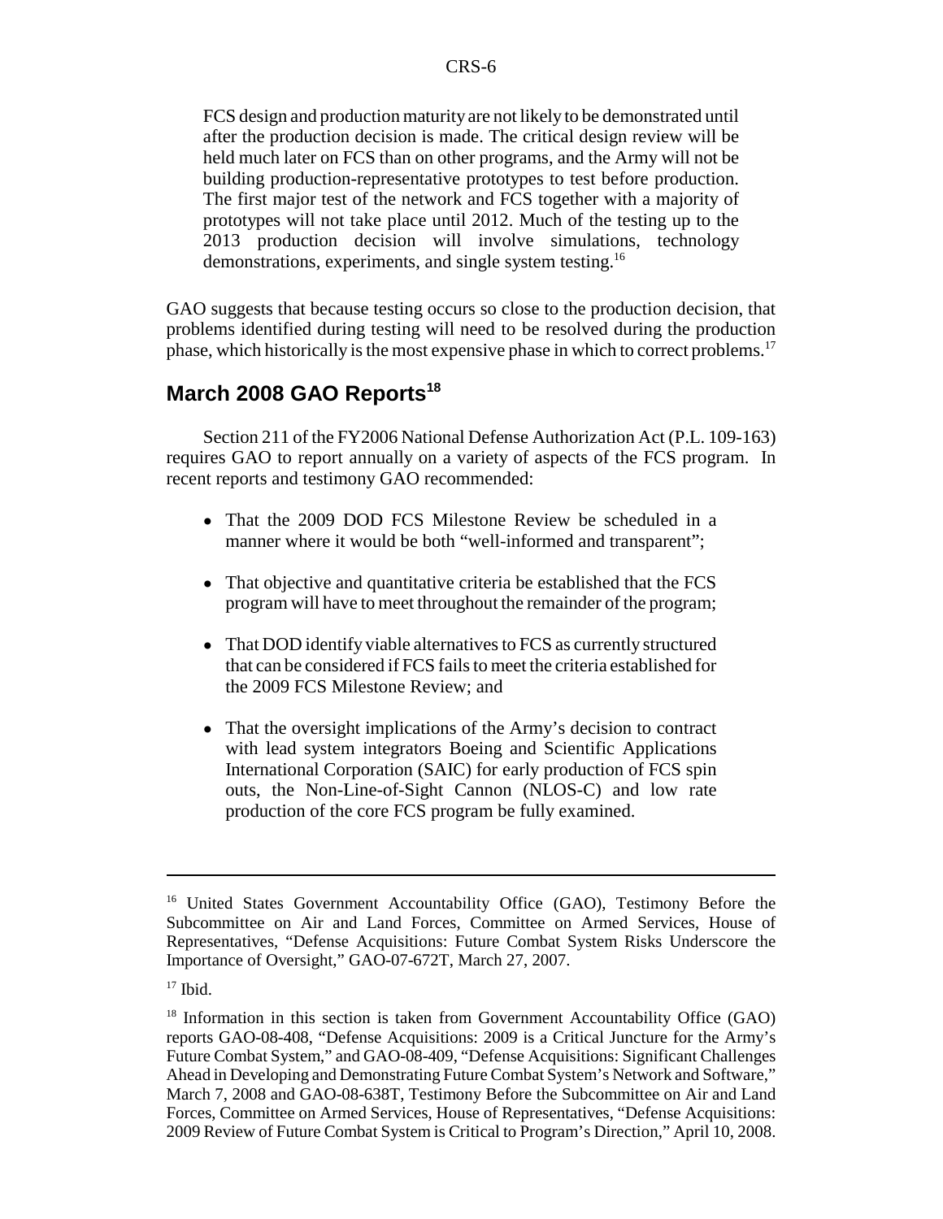> FCS design and production maturity are not likely to be demonstrated until after the production decision is made. The critical design review will be held much later on FCS than on other programs, and the Army will not be building production-representative prototypes to test before production. The first major test of the network and FCS together with a majority of prototypes will not take place until 2012. Much of the testing up to the 2013 production decision will involve simulations, technology demonstrations, experiments, and single system testing.[16]

GAO suggests that because testing occurs so close to the production decision, that problems identified during testing will need to be resolved during the production phase, which historically is the most expensive phase in which to correct problems.[17]

## March 2008 GAO Reports[18]

Section 211 of the FY2006 National Defense Authorization Act (P.L. 109-163) requires GAO to report annually on a variety of aspects of the FCS program. In recent reports and testimony GAO recommended:

- That the 2009 DOD FCS Milestone Review be scheduled in a manner where it would be both "well-informed and transparent";
- That objective and quantitative criteria be established that the FCS program will have to meet throughout the remainder of the program;
- That DOD identify viable alternatives to FCS as currently structured that can be considered if FCS fails to meet the criteria established for the 2009 FCS Milestone Review; and
- That the oversight implications of the Army's decision to contract with lead system integrators Boeing and Scientific Applications International Corporation (SAIC) for early production of FCS spin outs, the Non-Line-of-Sight Cannon (NLOS-C) and low rate production of the core FCS program be fully examined.

---

[16] United States Government Accountability Office (GAO), Testimony Before the Subcommittee on Air and Land Forces, Committee on Armed Services, House of Representatives, "Defense Acquisitions: Future Combat System Risks Underscore the Importance of Oversight," GAO-07-672T, March 27, 2007.

[17] Ibid.

[18] Information in this section is taken from Government Accountability Office (GAO) reports GAO-08-408, "Defense Acquisitions: 2009 is a Critical Juncture for the Army's Future Combat System," and GAO-08-409, "Defense Acquisitions: Significant Challenges Ahead in Developing and Demonstrating Future Combat System's Network and Software," March 7, 2008 and GAO-08-638T, Testimony Before the Subcommittee on Air and Land Forces, Committee on Armed Services, House of Representatives, "Defense Acquisitions: 2009 Review of Future Combat System is Critical to Program's Direction," April 10, 2008.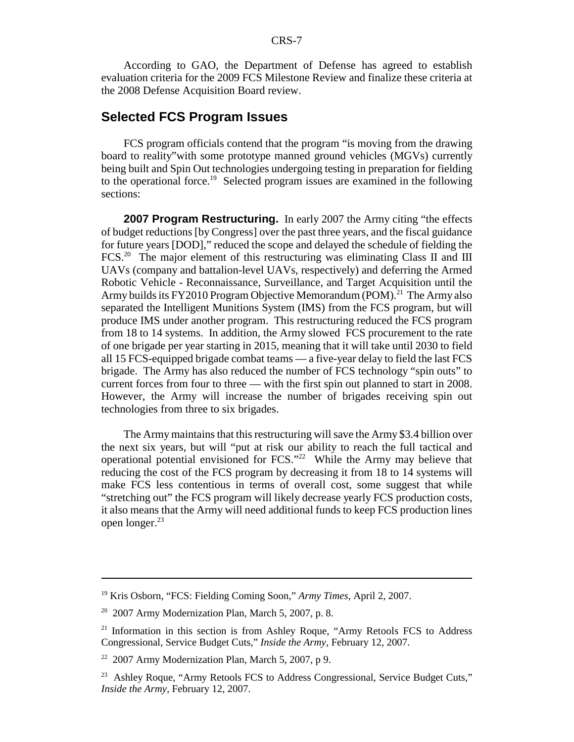According to GAO, the Department of Defense has agreed to establish evaluation criteria for the 2009 FCS Milestone Review and finalize these criteria at the 2008 Defense Acquisition Board review.

## Selected FCS Program Issues

FCS program officials contend that the program "is moving from the drawing board to reality"with some prototype manned ground vehicles (MGVs) currently being built and Spin Out technologies undergoing testing in preparation for fielding to the operational force.[19] Selected program issues are examined in the following sections:

**2007 Program Restructuring.** In early 2007 the Army citing "the effects of budget reductions [by Congress] over the past three years, and the fiscal guidance for future years [DOD]," reduced the scope and delayed the schedule of fielding the FCS.[20] The major element of this restructuring was eliminating Class II and III UAVs (company and battalion-level UAVs, respectively) and deferring the Armed Robotic Vehicle - Reconnaissance, Surveillance, and Target Acquisition until the Army builds its FY2010 Program Objective Memorandum (POM).[21] The Army also separated the Intelligent Munitions System (IMS) from the FCS program, but will produce IMS under another program. This restructuring reduced the FCS program from 18 to 14 systems. In addition, the Army slowed FCS procurement to the rate of one brigade per year starting in 2015, meaning that it will take until 2030 to field all 15 FCS-equipped brigade combat teams — a five-year delay to field the last FCS brigade. The Army has also reduced the number of FCS technology "spin outs" to current forces from four to three — with the first spin out planned to start in 2008. However, the Army will increase the number of brigades receiving spin out technologies from three to six brigades.

The Army maintains that this restructuring will save the Army $3.4 billion over the next six years, but will "put at risk our ability to reach the full tactical and operational potential envisioned for FCS."[22] While the Army may believe that reducing the cost of the FCS program by decreasing it from 18 to 14 systems will make FCS less contentious in terms of overall cost, some suggest that while "stretching out" the FCS program will likely decrease yearly FCS production costs, it also means that the Army will need additional funds to keep FCS production lines open longer.[23]

---

[19] Kris Osborn, "FCS: Fielding Coming Soon," *Army Times*, April 2, 2007.

[20] 2007 Army Modernization Plan, March 5, 2007, p. 8.

[21] Information in this section is from Ashley Roque, "Army Retools FCS to Address Congressional, Service Budget Cuts," *Inside the Army*, February 12, 2007.

[22] 2007 Army Modernization Plan, March 5, 2007, p 9.

[23] Ashley Roque, "Army Retools FCS to Address Congressional, Service Budget Cuts," *Inside the Army*, February 12, 2007.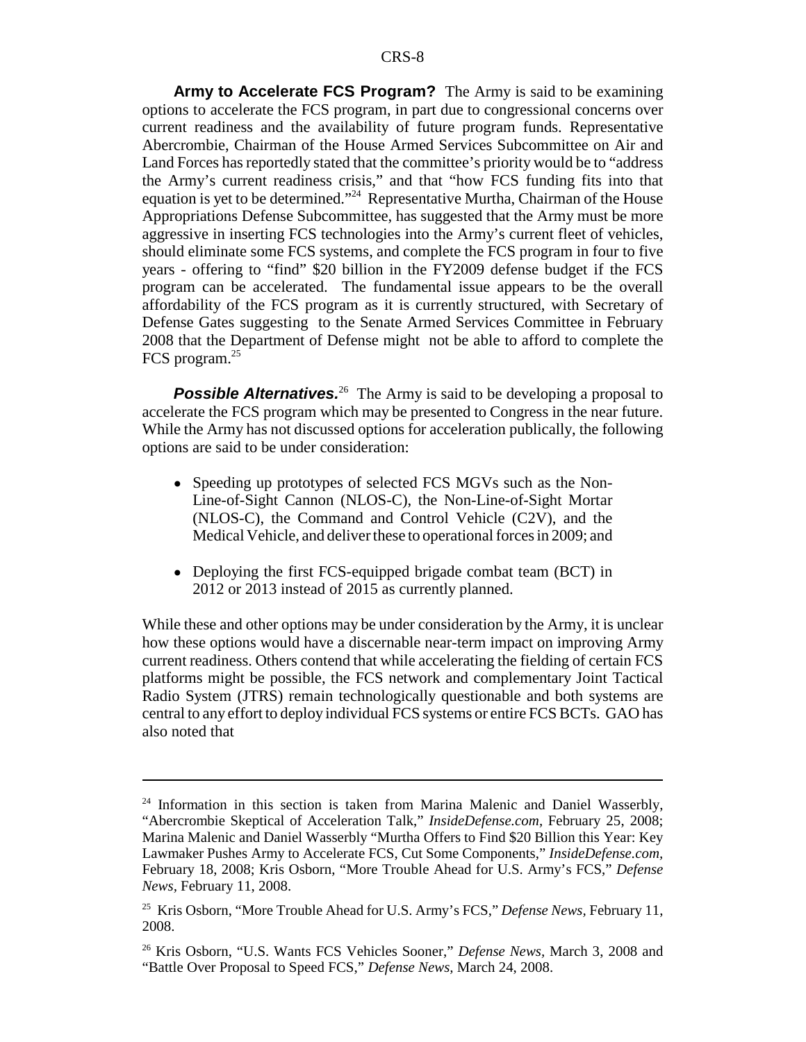**Army to Accelerate FCS Program?** The Army is said to be examining options to accelerate the FCS program, in part due to congressional concerns over current readiness and the availability of future program funds. Representative Abercrombie, Chairman of the House Armed Services Subcommittee on Air and Land Forces has reportedly stated that the committee's priority would be to "address the Army's current readiness crisis," and that "how FCS funding fits into that equation is yet to be determined."[24] Representative Murtha, Chairman of the House Appropriations Defense Subcommittee, has suggested that the Army must be more aggressive in inserting FCS technologies into the Army's current fleet of vehicles, should eliminate some FCS systems, and complete the FCS program in four to five years - offering to "find" $20 billion in the FY2009 defense budget if the FCS program can be accelerated. The fundamental issue appears to be the overall affordability of the FCS program as it is currently structured, with Secretary of Defense Gates suggesting to the Senate Armed Services Committee in February 2008 that the Department of Defense might not be able to afford to complete the FCS program.[25]

***Possible Alternatives.***[26] The Army is said to be developing a proposal to accelerate the FCS program which may be presented to Congress in the near future. While the Army has not discussed options for acceleration publically, the following options are said to be under consideration:

- Speeding up prototypes of selected FCS MGVs such as the Non-Line-of-Sight Cannon (NLOS-C), the Non-Line-of-Sight Mortar (NLOS-C), the Command and Control Vehicle (C2V), and the Medical Vehicle, and deliver these to operational forces in 2009; and
- Deploying the first FCS-equipped brigade combat team (BCT) in 2012 or 2013 instead of 2015 as currently planned.

While these and other options may be under consideration by the Army, it is unclear how these options would have a discernable near-term impact on improving Army current readiness. Others contend that while accelerating the fielding of certain FCS platforms might be possible, the FCS network and complementary Joint Tactical Radio System (JTRS) remain technologically questionable and both systems are central to any effort to deploy individual FCS systems or entire FCS BCTs. GAO has also noted that

---

[24] Information in this section is taken from Marina Malenic and Daniel Wasserbly, "Abercrombie Skeptical of Acceleration Talk," *InsideDefense.com*, February 25, 2008; Marina Malenic and Daniel Wasserbly "Murtha Offers to Find $20 Billion this Year: Key Lawmaker Pushes Army to Accelerate FCS, Cut Some Components," *InsideDefense.com*, February 18, 2008; Kris Osborn, "More Trouble Ahead for U.S. Army's FCS," *Defense News*, February 11, 2008.

[25] Kris Osborn, "More Trouble Ahead for U.S. Army's FCS," *Defense News*, February 11, 2008.

[26] Kris Osborn, "U.S. Wants FCS Vehicles Sooner," *Defense News*, March 3, 2008 and "Battle Over Proposal to Speed FCS," *Defense News*, March 24, 2008.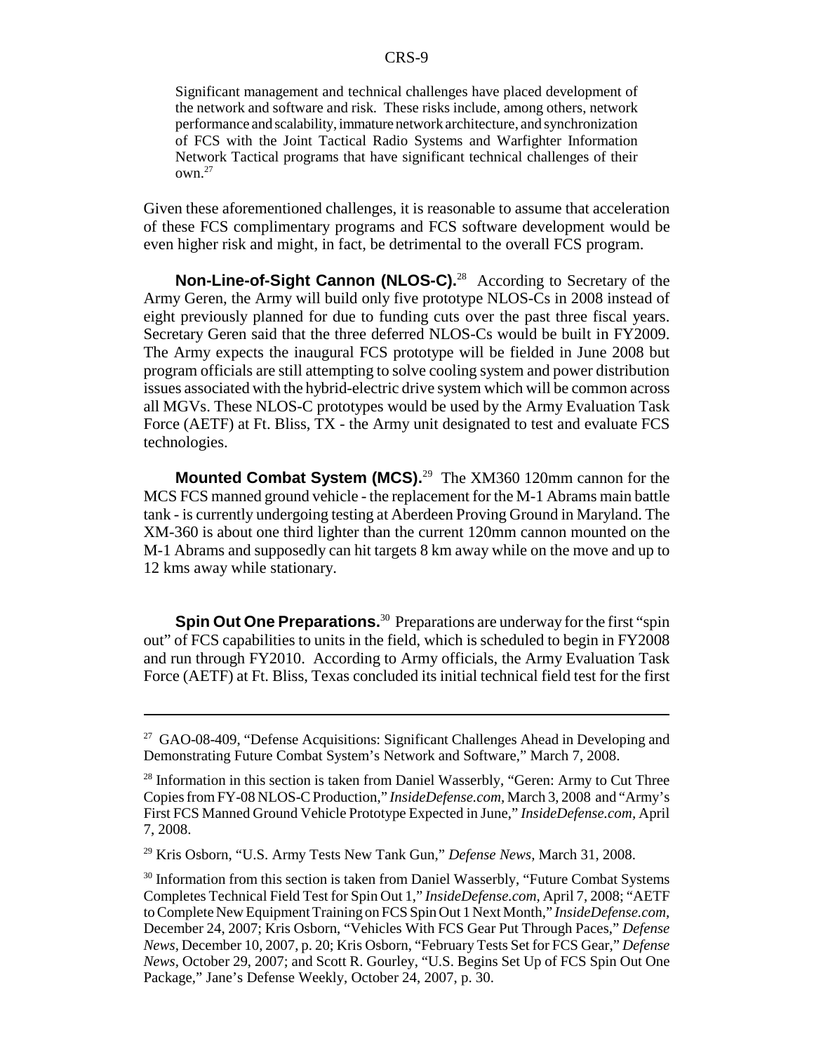> Significant management and technical challenges have placed development of the network and software and risk. These risks include, among others, network performance and scalability, immature network architecture, and synchronization of FCS with the Joint Tactical Radio Systems and Warfighter Information Network Tactical programs that have significant technical challenges of their own.[27]

Given these aforementioned challenges, it is reasonable to assume that acceleration of these FCS complimentary programs and FCS software development would be even higher risk and might, in fact, be detrimental to the overall FCS program.

**Non-Line-of-Sight Cannon (NLOS-C).**[28] According to Secretary of the Army Geren, the Army will build only five prototype NLOS-Cs in 2008 instead of eight previously planned for due to funding cuts over the past three fiscal years. Secretary Geren said that the three deferred NLOS-Cs would be built in FY2009. The Army expects the inaugural FCS prototype will be fielded in June 2008 but program officials are still attempting to solve cooling system and power distribution issues associated with the hybrid-electric drive system which will be common across all MGVs. These NLOS-C prototypes would be used by the Army Evaluation Task Force (AETF) at Ft. Bliss, TX - the Army unit designated to test and evaluate FCS technologies.

**Mounted Combat System (MCS).**[29] The XM360 120mm cannon for the MCS FCS manned ground vehicle - the replacement for the M-1 Abrams main battle tank - is currently undergoing testing at Aberdeen Proving Ground in Maryland. The XM-360 is about one third lighter than the current 120mm cannon mounted on the M-1 Abrams and supposedly can hit targets 8 km away while on the move and up to 12 kms away while stationary.

**Spin Out One Preparations.**[30] Preparations are underway for the first "spin out" of FCS capabilities to units in the field, which is scheduled to begin in FY2008 and run through FY2010. According to Army officials, the Army Evaluation Task Force (AETF) at Ft. Bliss, Texas concluded its initial technical field test for the first

---

[27] GAO-08-409, "Defense Acquisitions: Significant Challenges Ahead in Developing and Demonstrating Future Combat System's Network and Software," March 7, 2008.

[28] Information in this section is taken from Daniel Wasserbly, "Geren: Army to Cut Three Copies from FY-08 NLOS-C Production," *InsideDefense.com*, March 3, 2008 and "Army's First FCS Manned Ground Vehicle Prototype Expected in June," *InsideDefense.com*, April 7, 2008.

[29] Kris Osborn, "U.S. Army Tests New Tank Gun," *Defense News*, March 31, 2008.

[30] Information from this section is taken from Daniel Wasserbly, "Future Combat Systems Completes Technical Field Test for Spin Out 1," *InsideDefense.com*, April 7, 2008; "AETF to Complete New Equipment Training on FCS Spin Out 1 Next Month," *InsideDefense.com*, December 24, 2007; Kris Osborn, "Vehicles With FCS Gear Put Through Paces," *Defense News*, December 10, 2007, p. 20; Kris Osborn, "February Tests Set for FCS Gear," *Defense News*, October 29, 2007; and Scott R. Gourley, "U.S. Begins Set Up of FCS Spin Out One Package," Jane's Defense Weekly, October 24, 2007, p. 30.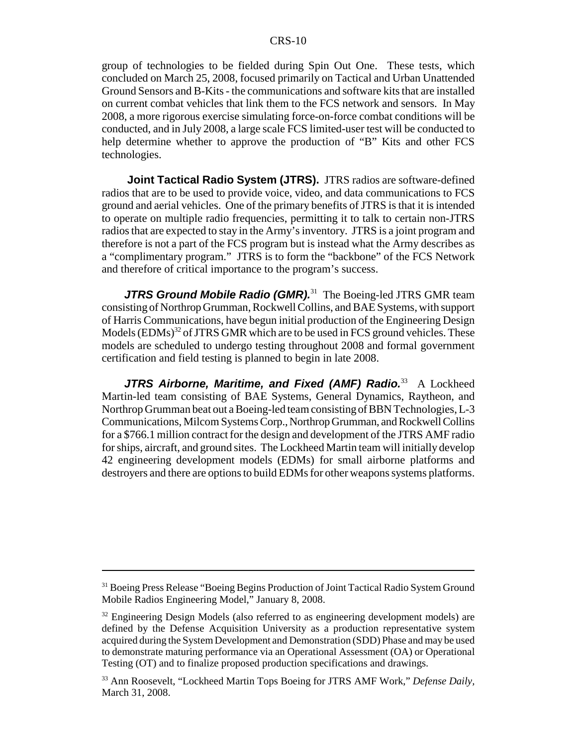group of technologies to be fielded during Spin Out One. These tests, which concluded on March 25, 2008, focused primarily on Tactical and Urban Unattended Ground Sensors and B-Kits - the communications and software kits that are installed on current combat vehicles that link them to the FCS network and sensors. In May 2008, a more rigorous exercise simulating force-on-force combat conditions will be conducted, and in July 2008, a large scale FCS limited-user test will be conducted to help determine whether to approve the production of "B" Kits and other FCS technologies.

**Joint Tactical Radio System (JTRS).** JTRS radios are software-defined radios that are to be used to provide voice, video, and data communications to FCS ground and aerial vehicles. One of the primary benefits of JTRS is that it is intended to operate on multiple radio frequencies, permitting it to talk to certain non-JTRS radios that are expected to stay in the Army's inventory. JTRS is a joint program and therefore is not a part of the FCS program but is instead what the Army describes as a "complimentary program." JTRS is to form the "backbone" of the FCS Network and therefore of critical importance to the program's success.

***JTRS Ground Mobile Radio (GMR).***[31] The Boeing-led JTRS GMR team consisting of Northrop Grumman, Rockwell Collins, and BAE Systems, with support of Harris Communications, have begun initial production of the Engineering Design Models (EDMs)[32] of JTRS GMR which are to be used in FCS ground vehicles. These models are scheduled to undergo testing throughout 2008 and formal government certification and field testing is planned to begin in late 2008.

***JTRS Airborne, Maritime, and Fixed (AMF) Radio.***[33] A Lockheed Martin-led team consisting of BAE Systems, General Dynamics, Raytheon, and Northrop Grumman beat out a Boeing-led team consisting of BBN Technologies, L-3 Communications, Milcom Systems Corp., Northrop Grumman, and Rockwell Collins for a $766.1 million contract for the design and development of the JTRS AMF radio for ships, aircraft, and ground sites. The Lockheed Martin team will initially develop 42 engineering development models (EDMs) for small airborne platforms and destroyers and there are options to build EDMs for other weapons systems platforms.

---

[31] Boeing Press Release "Boeing Begins Production of Joint Tactical Radio System Ground Mobile Radios Engineering Model," January 8, 2008.

[32] Engineering Design Models (also referred to as engineering development models) are defined by the Defense Acquisition University as a production representative system acquired during the System Development and Demonstration (SDD) Phase and may be used to demonstrate maturing performance via an Operational Assessment (OA) or Operational Testing (OT) and to finalize proposed production specifications and drawings.

[33] Ann Roosevelt, "Lockheed Martin Tops Boeing for JTRS AMF Work," *Defense Daily*, March 31, 2008.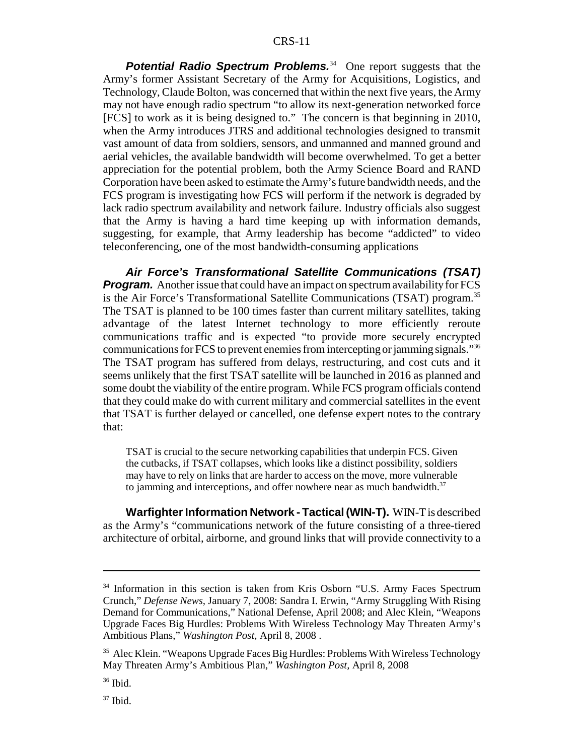***Potential Radio Spectrum Problems.***[34] One report suggests that the Army's former Assistant Secretary of the Army for Acquisitions, Logistics, and Technology, Claude Bolton, was concerned that within the next five years, the Army may not have enough radio spectrum "to allow its next-generation networked force [FCS] to work as it is being designed to." The concern is that beginning in 2010, when the Army introduces JTRS and additional technologies designed to transmit vast amount of data from soldiers, sensors, and unmanned and manned ground and aerial vehicles, the available bandwidth will become overwhelmed. To get a better appreciation for the potential problem, both the Army Science Board and RAND Corporation have been asked to estimate the Army's future bandwidth needs, and the FCS program is investigating how FCS will perform if the network is degraded by lack radio spectrum availability and network failure. Industry officials also suggest that the Army is having a hard time keeping up with information demands, suggesting, for example, that Army leadership has become "addicted" to video teleconferencing, one of the most bandwidth-consuming applications

***Air Force's Transformational Satellite Communications (TSAT) Program.*** Another issue that could have an impact on spectrum availability for FCS is the Air Force's Transformational Satellite Communications (TSAT) program.[35] The TSAT is planned to be 100 times faster than current military satellites, taking advantage of the latest Internet technology to more efficiently reroute communications traffic and is expected "to provide more securely encrypted communications for FCS to prevent enemies from intercepting or jamming signals."[36] The TSAT program has suffered from delays, restructuring, and cost cuts and it seems unlikely that the first TSAT satellite will be launched in 2016 as planned and some doubt the viability of the entire program. While FCS program officials contend that they could make do with current military and commercial satellites in the event that TSAT is further delayed or cancelled, one defense expert notes to the contrary that:

> TSAT is crucial to the secure networking capabilities that underpin FCS. Given the cutbacks, if TSAT collapses, which looks like a distinct possibility, soldiers may have to rely on links that are harder to access on the move, more vulnerable to jamming and interceptions, and offer nowhere near as much bandwidth.[37]

**Warfighter Information Network - Tactical (WIN-T).** WIN-T is described as the Army's "communications network of the future consisting of a three-tiered architecture of orbital, airborne, and ground links that will provide connectivity to a

---

[34] Information in this section is taken from Kris Osborn "U.S. Army Faces Spectrum Crunch," *Defense News*, January 7, 2008: Sandra I. Erwin, "Army Struggling With Rising Demand for Communications," National Defense, April 2008; and Alec Klein, "Weapons Upgrade Faces Big Hurdles: Problems With Wireless Technology May Threaten Army's Ambitious Plans," *Washington Post,* April 8, 2008 .

[35] Alec Klein. "Weapons Upgrade Faces Big Hurdles: Problems With Wireless Technology May Threaten Army's Ambitious Plan," *Washington Post,* April 8, 2008

[36] Ibid.

[37] Ibid.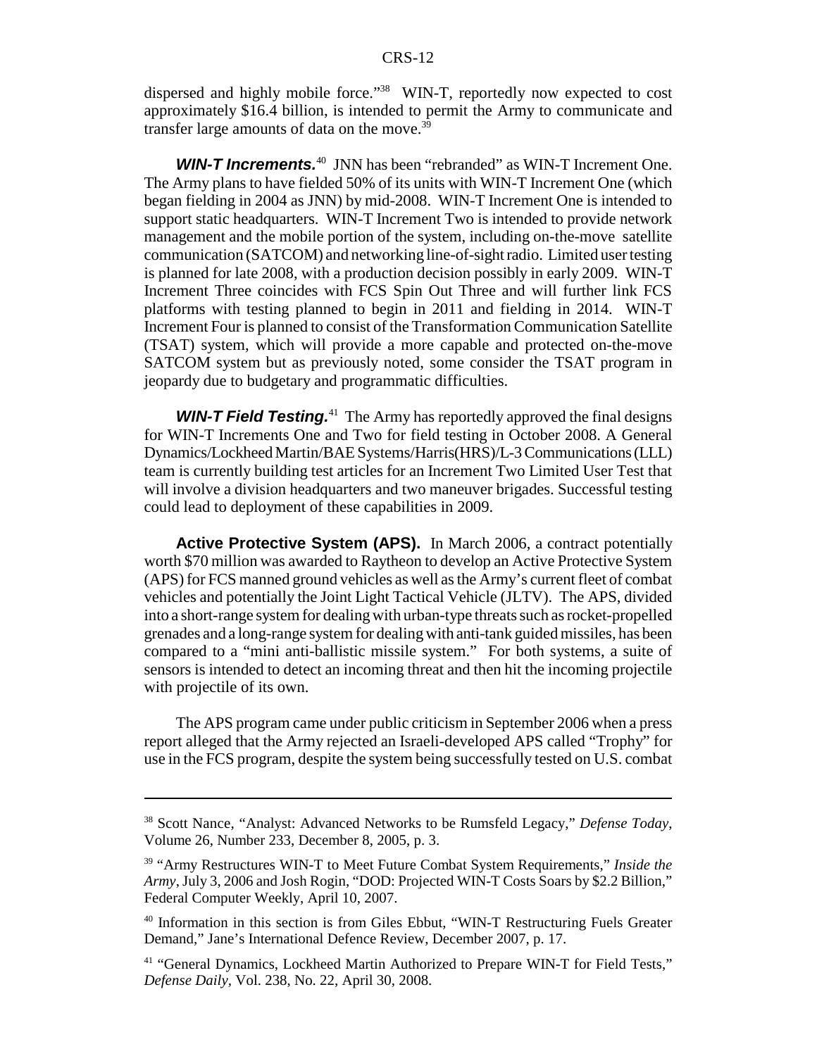dispersed and highly mobile force."[38] WIN-T, reportedly now expected to cost approximately $16.4 billion, is intended to permit the Army to communicate and transfer large amounts of data on the move.[39]

***WIN-T Increments.***[40] JNN has been "rebranded" as WIN-T Increment One. The Army plans to have fielded 50% of its units with WIN-T Increment One (which began fielding in 2004 as JNN) by mid-2008. WIN-T Increment One is intended to support static headquarters. WIN-T Increment Two is intended to provide network management and the mobile portion of the system, including on-the-move satellite communication (SATCOM) and networking line-of-sight radio. Limited user testing is planned for late 2008, with a production decision possibly in early 2009. WIN-T Increment Three coincides with FCS Spin Out Three and will further link FCS platforms with testing planned to begin in 2011 and fielding in 2014. WIN-T Increment Four is planned to consist of the Transformation Communication Satellite (TSAT) system, which will provide a more capable and protected on-the-move SATCOM system but as previously noted, some consider the TSAT program in jeopardy due to budgetary and programmatic difficulties.

***WIN-T Field Testing.***[41] The Army has reportedly approved the final designs for WIN-T Increments One and Two for field testing in October 2008. A General Dynamics/Lockheed Martin/BAE Systems/Harris(HRS)/L-3 Communications (LLL) team is currently building test articles for an Increment Two Limited User Test that will involve a division headquarters and two maneuver brigades. Successful testing could lead to deployment of these capabilities in 2009.

**Active Protective System (APS).** In March 2006, a contract potentially worth $70 million was awarded to Raytheon to develop an Active Protective System (APS) for FCS manned ground vehicles as well as the Army's current fleet of combat vehicles and potentially the Joint Light Tactical Vehicle (JLTV). The APS, divided into a short-range system for dealing with urban-type threats such as rocket-propelled grenades and a long-range system for dealing with anti-tank guided missiles, has been compared to a "mini anti-ballistic missile system." For both systems, a suite of sensors is intended to detect an incoming threat and then hit the incoming projectile with projectile of its own.

The APS program came under public criticism in September 2006 when a press report alleged that the Army rejected an Israeli-developed APS called "Trophy" for use in the FCS program, despite the system being successfully tested on U.S. combat

---

[38] Scott Nance, "Analyst: Advanced Networks to be Rumsfeld Legacy," *Defense Today*, Volume 26, Number 233, December 8, 2005, p. 3.

[39] "Army Restructures WIN-T to Meet Future Combat System Requirements," *Inside the Army*, July 3, 2006 and Josh Rogin, "DOD: Projected WIN-T Costs Soars by $2.2 Billion," Federal Computer Weekly, April 10, 2007.

[40] Information in this section is from Giles Ebbut, "WIN-T Restructuring Fuels Greater Demand," Jane's International Defence Review, December 2007, p. 17.

[41] "General Dynamics, Lockheed Martin Authorized to Prepare WIN-T for Field Tests," *Defense Daily*, Vol. 238, No. 22, April 30, 2008.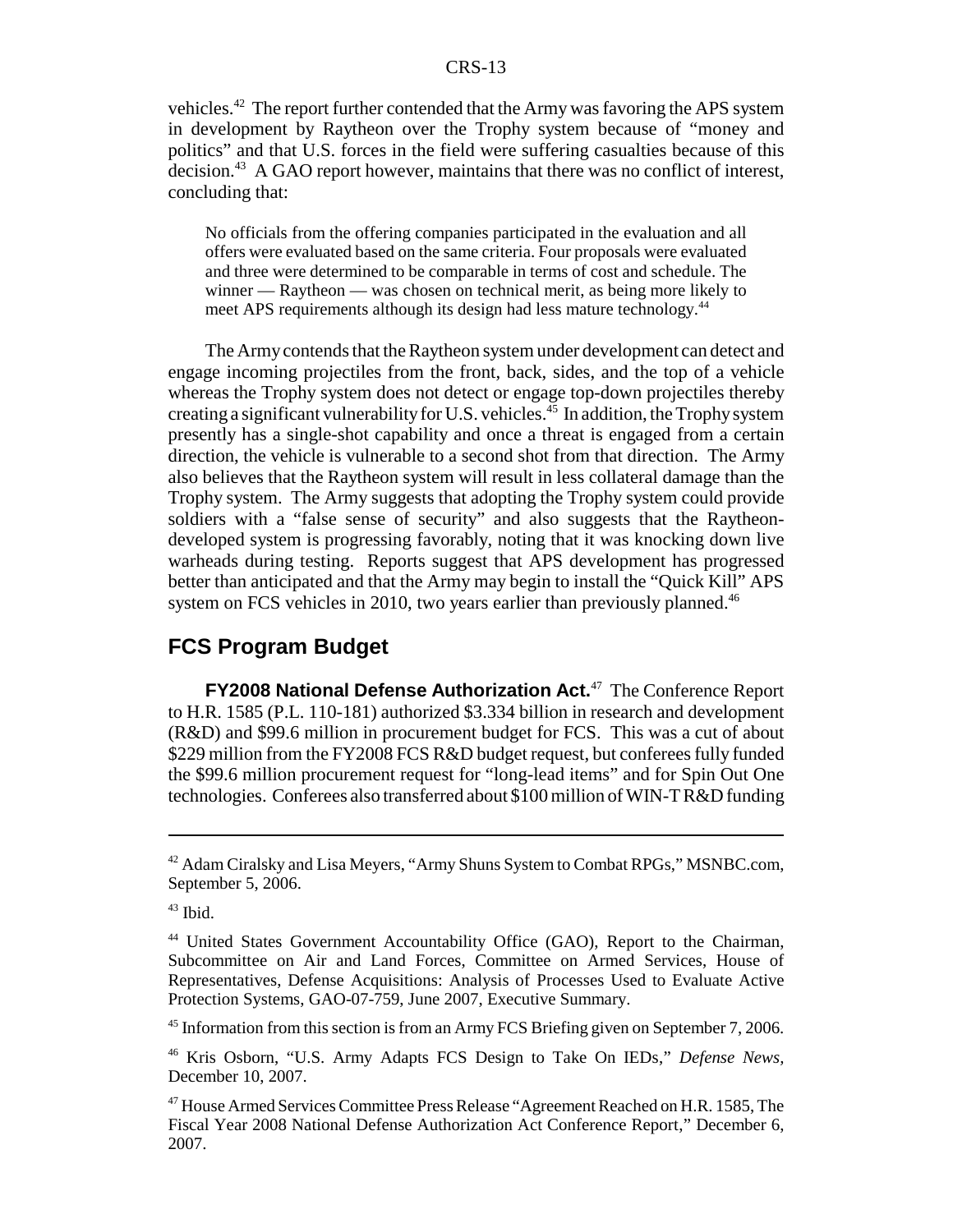vehicles.[42] The report further contended that the Army was favoring the APS system in development by Raytheon over the Trophy system because of "money and politics" and that U.S. forces in the field were suffering casualties because of this decision.[43] A GAO report however, maintains that there was no conflict of interest, concluding that:

> No officials from the offering companies participated in the evaluation and all offers were evaluated based on the same criteria. Four proposals were evaluated and three were determined to be comparable in terms of cost and schedule. The winner — Raytheon — was chosen on technical merit, as being more likely to meet APS requirements although its design had less mature technology.[44]

The Army contends that the Raytheon system under development can detect and engage incoming projectiles from the front, back, sides, and the top of a vehicle whereas the Trophy system does not detect or engage top-down projectiles thereby creating a significant vulnerability for U.S. vehicles.[45] In addition, the Trophy system presently has a single-shot capability and once a threat is engaged from a certain direction, the vehicle is vulnerable to a second shot from that direction. The Army also believes that the Raytheon system will result in less collateral damage than the Trophy system. The Army suggests that adopting the Trophy system could provide soldiers with a "false sense of security" and also suggests that the Raytheon-developed system is progressing favorably, noting that it was knocking down live warheads during testing. Reports suggest that APS development has progressed better than anticipated and that the Army may begin to install the "Quick Kill" APS system on FCS vehicles in 2010, two years earlier than previously planned.[46]

## FCS Program Budget

**FY2008 National Defense Authorization Act.**[47] The Conference Report to H.R. 1585 (P.L. 110-181) authorized $3.334 billion in research and development (R&D) and $99.6 million in procurement budget for FCS. This was a cut of about $229 million from the FY2008 FCS R&D budget request, but conferees fully funded the $99.6 million procurement request for "long-lead items" and for Spin Out One technologies. Conferees also transferred about $100 million of WIN-T R&D funding

---

[42] Adam Ciralsky and Lisa Meyers, "Army Shuns System to Combat RPGs," MSNBC.com, September 5, 2006.

[43] Ibid.

[44] United States Government Accountability Office (GAO), Report to the Chairman, Subcommittee on Air and Land Forces, Committee on Armed Services, House of Representatives, Defense Acquisitions: Analysis of Processes Used to Evaluate Active Protection Systems, GAO-07-759, June 2007, Executive Summary.

[45] Information from this section is from an Army FCS Briefing given on September 7, 2006.

[46] Kris Osborn, "U.S. Army Adapts FCS Design to Take On IEDs," *Defense News*, December 10, 2007.

[47] House Armed Services Committee Press Release "Agreement Reached on H.R. 1585, The Fiscal Year 2008 National Defense Authorization Act Conference Report," December 6, 2007.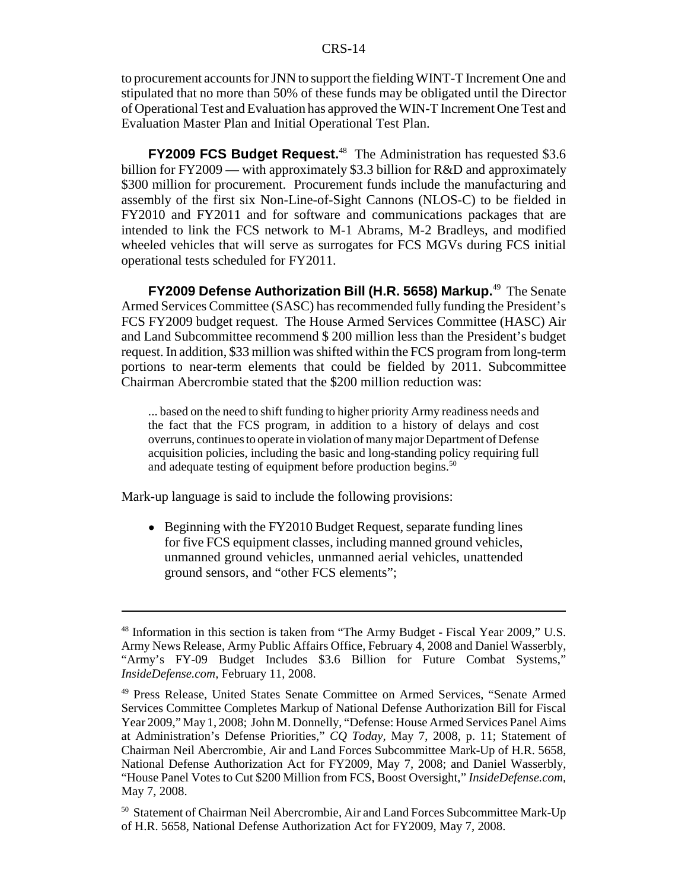to procurement accounts for JNN to support the fielding WINT-T Increment One and stipulated that no more than 50% of these funds may be obligated until the Director of Operational Test and Evaluation has approved the WIN-T Increment One Test and Evaluation Master Plan and Initial Operational Test Plan.

**FY2009 FCS Budget Request.**[48] The Administration has requested $3.6 billion for FY2009 — with approximately $3.3 billion for R&D and approximately $300 million for procurement. Procurement funds include the manufacturing and assembly of the first six Non-Line-of-Sight Cannons (NLOS-C) to be fielded in FY2010 and FY2011 and for software and communications packages that are intended to link the FCS network to M-1 Abrams, M-2 Bradleys, and modified wheeled vehicles that will serve as surrogates for FCS MGVs during FCS initial operational tests scheduled for FY2011.

**FY2009 Defense Authorization Bill (H.R. 5658) Markup.**[49] The Senate Armed Services Committee (SASC) has recommended fully funding the President's FCS FY2009 budget request. The House Armed Services Committee (HASC) Air and Land Subcommittee recommend $ 200 million less than the President's budget request. In addition, $33 million was shifted within the FCS program from long-term portions to near-term elements that could be fielded by 2011. Subcommittee Chairman Abercrombie stated that the $200 million reduction was:

> ... based on the need to shift funding to higher priority Army readiness needs and the fact that the FCS program, in addition to a history of delays and cost overruns, continues to operate in violation of many major Department of Defense acquisition policies, including the basic and long-standing policy requiring full and adequate testing of equipment before production begins.[50]

Mark-up language is said to include the following provisions:

- Beginning with the FY2010 Budget Request, separate funding lines for five FCS equipment classes, including manned ground vehicles, unmanned ground vehicles, unmanned aerial vehicles, unattended ground sensors, and "other FCS elements";

---

[48] Information in this section is taken from "The Army Budget - Fiscal Year 2009," U.S. Army News Release, Army Public Affairs Office, February 4, 2008 and Daniel Wasserbly, "Army's FY-09 Budget Includes $3.6 Billion for Future Combat Systems," *InsideDefense.com*, February 11, 2008.

[49] Press Release, United States Senate Committee on Armed Services, "Senate Armed Services Committee Completes Markup of National Defense Authorization Bill for Fiscal Year 2009," May 1, 2008; John M. Donnelly, "Defense: House Armed Services Panel Aims at Administration's Defense Priorities," *CQ Today*, May 7, 2008, p. 11; Statement of Chairman Neil Abercrombie, Air and Land Forces Subcommittee Mark-Up of H.R. 5658, National Defense Authorization Act for FY2009, May 7, 2008; and Daniel Wasserbly, "House Panel Votes to Cut $200 Million from FCS, Boost Oversight," *InsideDefense.com*, May 7, 2008.

[50] Statement of Chairman Neil Abercrombie, Air and Land Forces Subcommittee Mark-Up of H.R. 5658, National Defense Authorization Act for FY2009, May 7, 2008.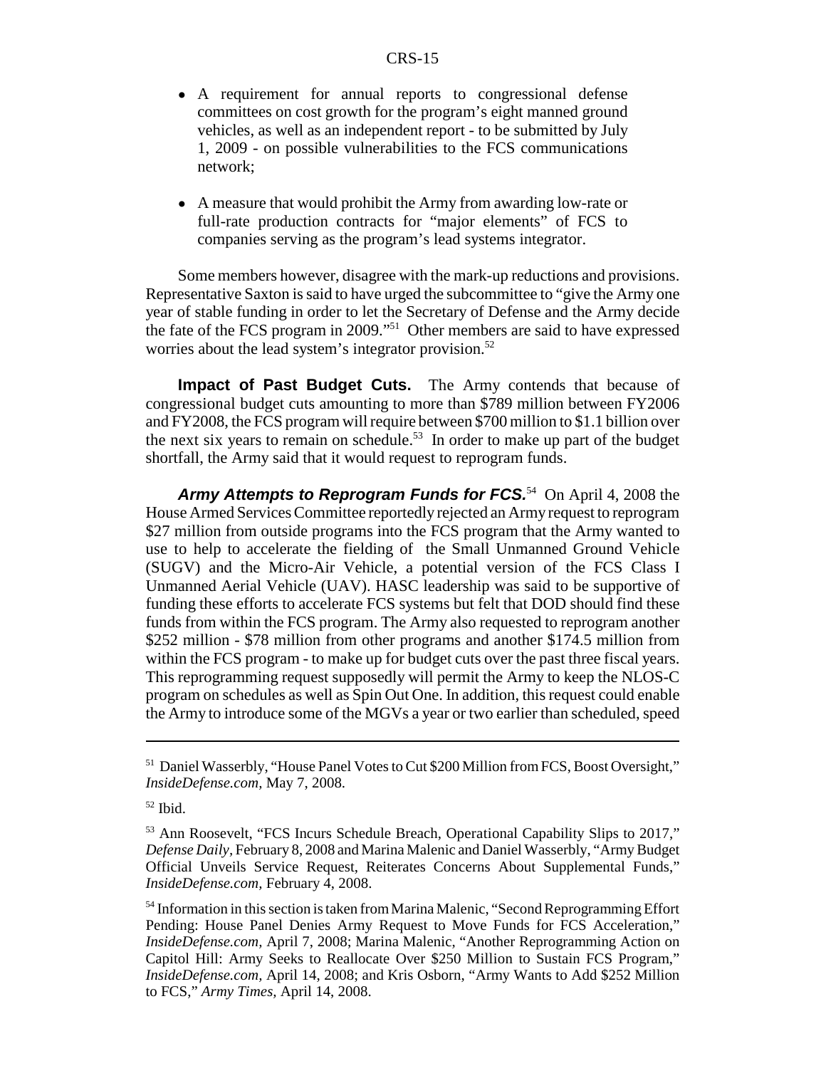- A requirement for annual reports to congressional defense committees on cost growth for the program's eight manned ground vehicles, as well as an independent report - to be submitted by July 1, 2009 - on possible vulnerabilities to the FCS communications network;
- A measure that would prohibit the Army from awarding low-rate or full-rate production contracts for "major elements" of FCS to companies serving as the program's lead systems integrator.

Some members however, disagree with the mark-up reductions and provisions. Representative Saxton is said to have urged the subcommittee to "give the Army one year of stable funding in order to let the Secretary of Defense and the Army decide the fate of the FCS program in 2009."[51] Other members are said to have expressed worries about the lead system's integrator provision.[52]

**Impact of Past Budget Cuts.** The Army contends that because of congressional budget cuts amounting to more than $789 million between FY2006 and FY2008, the FCS program will require between $700 million to $1.1 billion over the next six years to remain on schedule.[53] In order to make up part of the budget shortfall, the Army said that it would request to reprogram funds.

***Army Attempts to Reprogram Funds for FCS.***[54] On April 4, 2008 the House Armed Services Committee reportedly rejected an Army request to reprogram $27 million from outside programs into the FCS program that the Army wanted to use to help to accelerate the fielding of the Small Unmanned Ground Vehicle (SUGV) and the Micro-Air Vehicle, a potential version of the FCS Class I Unmanned Aerial Vehicle (UAV). HASC leadership was said to be supportive of funding these efforts to accelerate FCS systems but felt that DOD should find these funds from within the FCS program. The Army also requested to reprogram another $252 million - $78 million from other programs and another $174.5 million from within the FCS program - to make up for budget cuts over the past three fiscal years. This reprogramming request supposedly will permit the Army to keep the NLOS-C program on schedules as well as Spin Out One. In addition, this request could enable the Army to introduce some of the MGVs a year or two earlier than scheduled, speed

---

[51] Daniel Wasserbly, "House Panel Votes to Cut $200 Million from FCS, Boost Oversight," *InsideDefense.com*, May 7, 2008.

[52] Ibid.

[53] Ann Roosevelt, "FCS Incurs Schedule Breach, Operational Capability Slips to 2017," *Defense Daily*, February 8, 2008 and Marina Malenic and Daniel Wasserbly, "Army Budget Official Unveils Service Request, Reiterates Concerns About Supplemental Funds," *InsideDefense.com*, February 4, 2008.

[54] Information in this section is taken from Marina Malenic, "Second Reprogramming Effort Pending: House Panel Denies Army Request to Move Funds for FCS Acceleration," *InsideDefense.com*, April 7, 2008; Marina Malenic, "Another Reprogramming Action on Capitol Hill: Army Seeks to Reallocate Over $250 Million to Sustain FCS Program," *InsideDefense.com*, April 14, 2008; and Kris Osborn, "Army Wants to Add $252 Million to FCS," *Army Times*, April 14, 2008.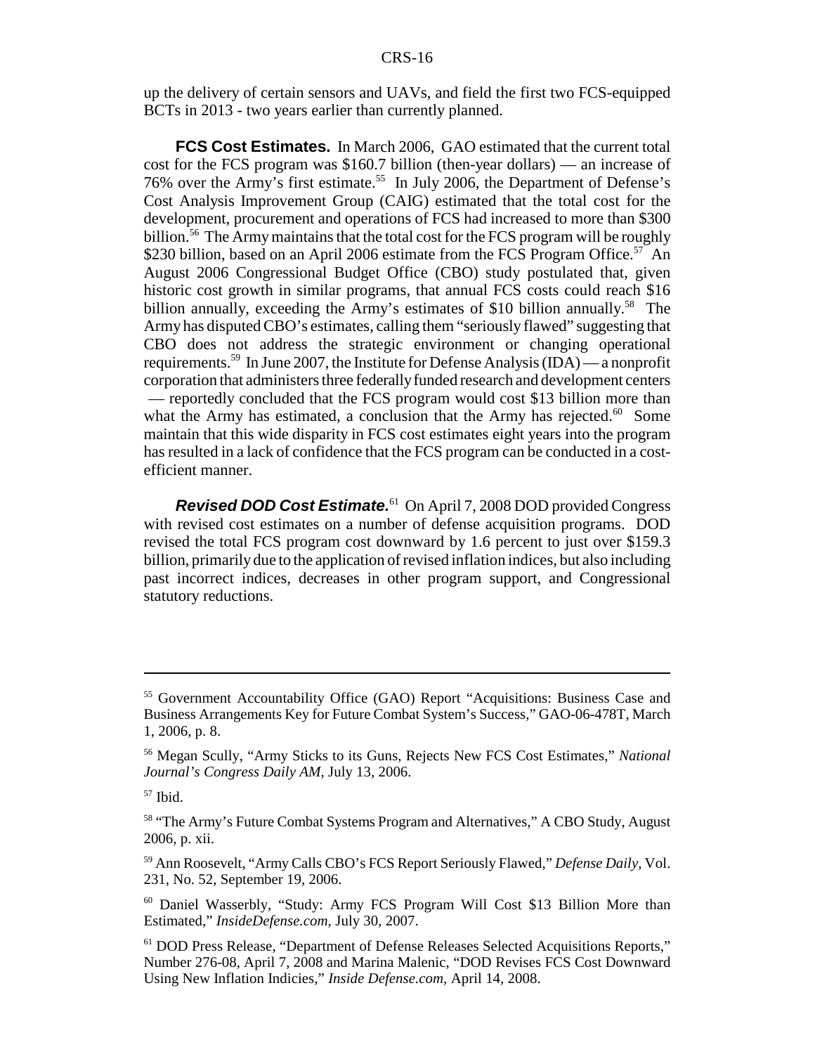up the delivery of certain sensors and UAVs, and field the first two FCS-equipped BCTs in 2013 - two years earlier than currently planned.

**FCS Cost Estimates.** In March 2006, GAO estimated that the current total cost for the FCS program was $160.7 billion (then-year dollars) — an increase of 76% over the Army's first estimate.[55] In July 2006, the Department of Defense's Cost Analysis Improvement Group (CAIG) estimated that the total cost for the development, procurement and operations of FCS had increased to more than $300 billion.[56] The Army maintains that the total cost for the FCS program will be roughly $230 billion, based on an April 2006 estimate from the FCS Program Office.[57] An August 2006 Congressional Budget Office (CBO) study postulated that, given historic cost growth in similar programs, that annual FCS costs could reach $16 billion annually, exceeding the Army's estimates of $10 billion annually.[58] The Army has disputed CBO's estimates, calling them "seriously flawed" suggesting that CBO does not address the strategic environment or changing operational requirements.[59] In June 2007, the Institute for Defense Analysis (IDA) — a nonprofit corporation that administers three federally funded research and development centers — reportedly concluded that the FCS program would cost $13 billion more than what the Army has estimated, a conclusion that the Army has rejected.[60] Some maintain that this wide disparity in FCS cost estimates eight years into the program has resulted in a lack of confidence that the FCS program can be conducted in a cost-efficient manner.

***Revised DOD Cost Estimate.***[61] On April 7, 2008 DOD provided Congress with revised cost estimates on a number of defense acquisition programs. DOD revised the total FCS program cost downward by 1.6 percent to just over $159.3 billion, primarily due to the application of revised inflation indices, but also including past incorrect indices, decreases in other program support, and Congressional statutory reductions.

---

[55] Government Accountability Office (GAO) Report "Acquisitions: Business Case and Business Arrangements Key for Future Combat System's Success," GAO-06-478T, March 1, 2006, p. 8.

[56] Megan Scully, "Army Sticks to its Guns, Rejects New FCS Cost Estimates," *National Journal's Congress Daily AM*, July 13, 2006.

[57] Ibid.

[58] "The Army's Future Combat Systems Program and Alternatives," A CBO Study, August 2006, p. xii.

[59] Ann Roosevelt, "Army Calls CBO's FCS Report Seriously Flawed," *Defense Daily*, Vol. 231, No. 52, September 19, 2006.

[60] Daniel Wasserbly, "Study: Army FCS Program Will Cost $13 Billion More than Estimated," *InsideDefense.com*, July 30, 2007.

[61] DOD Press Release, "Department of Defense Releases Selected Acquisitions Reports," Number 276-08, April 7, 2008 and Marina Malenic, "DOD Revises FCS Cost Downward Using New Inflation Indicies," *Inside Defense.com*, April 14, 2008.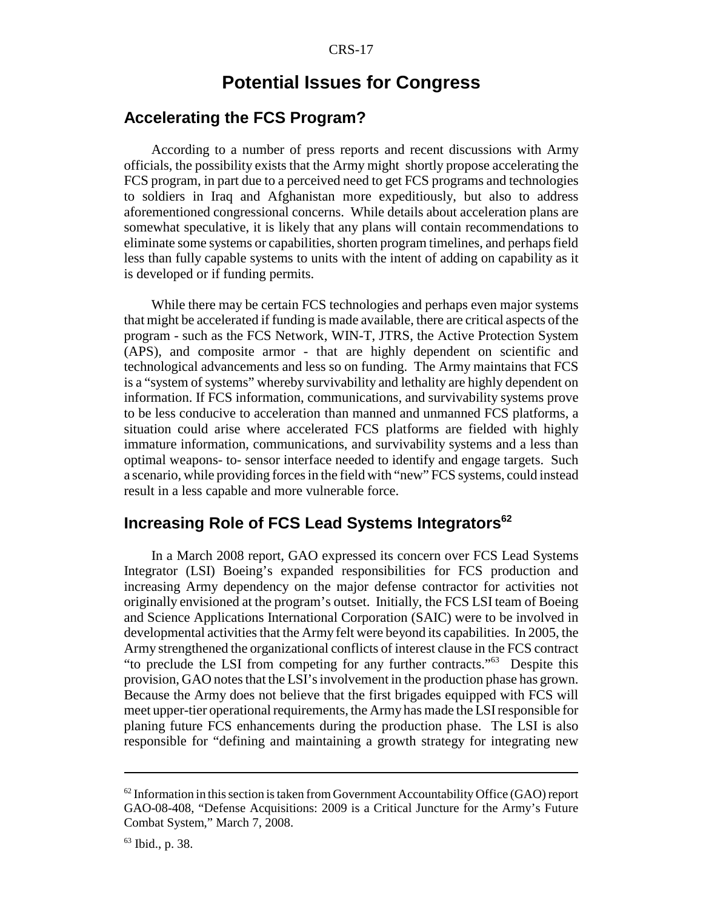# Potential Issues for Congress

## Accelerating the FCS Program?

According to a number of press reports and recent discussions with Army officials, the possibility exists that the Army might shortly propose accelerating the FCS program, in part due to a perceived need to get FCS programs and technologies to soldiers in Iraq and Afghanistan more expeditiously, but also to address aforementioned congressional concerns. While details about acceleration plans are somewhat speculative, it is likely that any plans will contain recommendations to eliminate some systems or capabilities, shorten program timelines, and perhaps field less than fully capable systems to units with the intent of adding on capability as it is developed or if funding permits.

While there may be certain FCS technologies and perhaps even major systems that might be accelerated if funding is made available, there are critical aspects of the program - such as the FCS Network, WIN-T, JTRS, the Active Protection System (APS), and composite armor - that are highly dependent on scientific and technological advancements and less so on funding. The Army maintains that FCS is a "system of systems" whereby survivability and lethality are highly dependent on information. If FCS information, communications, and survivability systems prove to be less conducive to acceleration than manned and unmanned FCS platforms, a situation could arise where accelerated FCS platforms are fielded with highly immature information, communications, and survivability systems and a less than optimal weapons- to- sensor interface needed to identify and engage targets. Such a scenario, while providing forces in the field with "new" FCS systems, could instead result in a less capable and more vulnerable force.

## Increasing Role of FCS Lead Systems Integrators[62]

In a March 2008 report, GAO expressed its concern over FCS Lead Systems Integrator (LSI) Boeing's expanded responsibilities for FCS production and increasing Army dependency on the major defense contractor for activities not originally envisioned at the program's outset. Initially, the FCS LSI team of Boeing and Science Applications International Corporation (SAIC) were to be involved in developmental activities that the Army felt were beyond its capabilities. In 2005, the Army strengthened the organizational conflicts of interest clause in the FCS contract "to preclude the LSI from competing for any further contracts."[63] Despite this provision, GAO notes that the LSI's involvement in the production phase has grown. Because the Army does not believe that the first brigades equipped with FCS will meet upper-tier operational requirements, the Army has made the LSI responsible for planing future FCS enhancements during the production phase. The LSI is also responsible for "defining and maintaining a growth strategy for integrating new

---

[62] Information in this section is taken from Government Accountability Office (GAO) report GAO-08-408, "Defense Acquisitions: 2009 is a Critical Juncture for the Army's Future Combat System," March 7, 2008.

[63] Ibid., p. 38.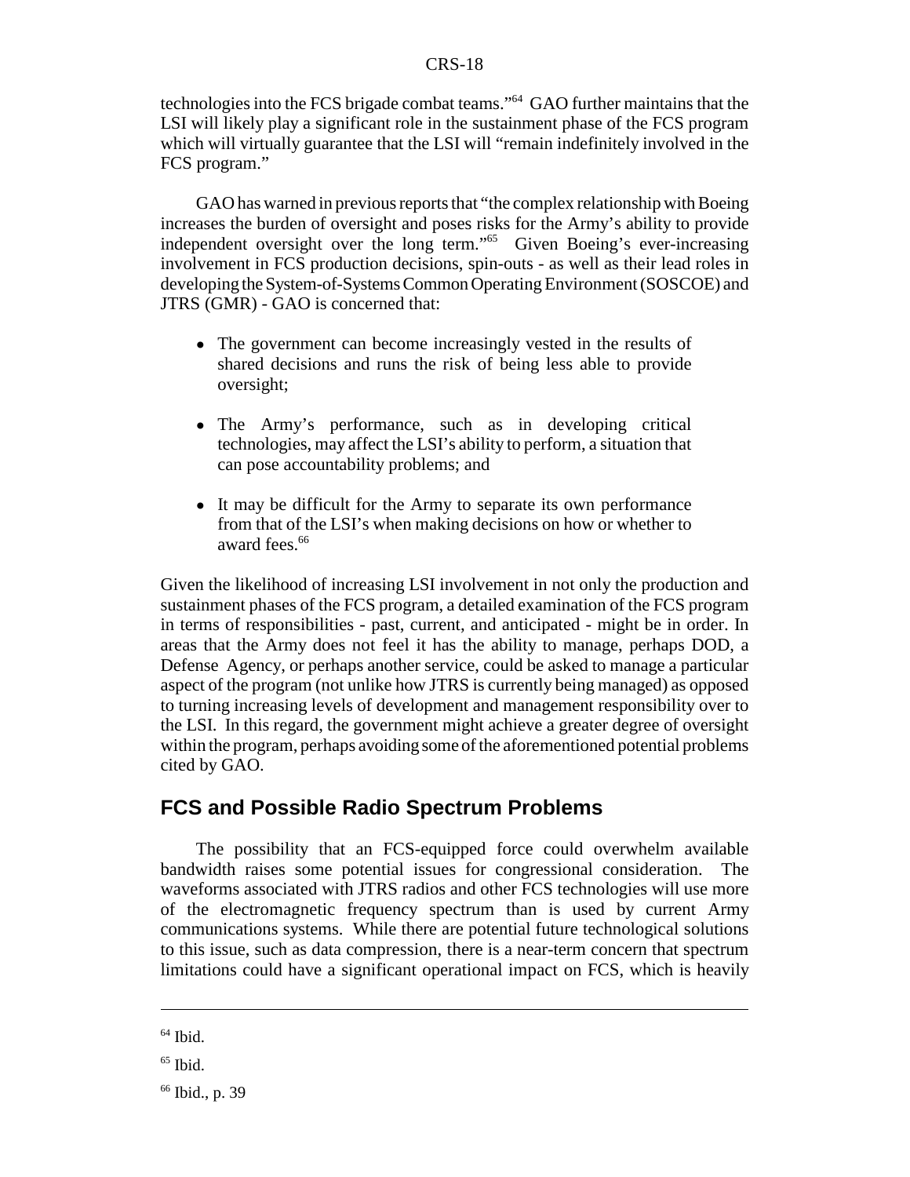technologies into the FCS brigade combat teams."[64] GAO further maintains that the LSI will likely play a significant role in the sustainment phase of the FCS program which will virtually guarantee that the LSI will "remain indefinitely involved in the FCS program."

GAO has warned in previous reports that "the complex relationship with Boeing increases the burden of oversight and poses risks for the Army's ability to provide independent oversight over the long term."[65] Given Boeing's ever-increasing involvement in FCS production decisions, spin-outs - as well as their lead roles in developing the System-of-Systems Common Operating Environment (SOSCOE) and JTRS (GMR) - GAO is concerned that:

- The government can become increasingly vested in the results of shared decisions and runs the risk of being less able to provide oversight;
- The Army's performance, such as in developing critical technologies, may affect the LSI's ability to perform, a situation that can pose accountability problems; and
- It may be difficult for the Army to separate its own performance from that of the LSI's when making decisions on how or whether to award fees.[66]

Given the likelihood of increasing LSI involvement in not only the production and sustainment phases of the FCS program, a detailed examination of the FCS program in terms of responsibilities - past, current, and anticipated - might be in order. In areas that the Army does not feel it has the ability to manage, perhaps DOD, a Defense Agency, or perhaps another service, could be asked to manage a particular aspect of the program (not unlike how JTRS is currently being managed) as opposed to turning increasing levels of development and management responsibility over to the LSI. In this regard, the government might achieve a greater degree of oversight within the program, perhaps avoiding some of the aforementioned potential problems cited by GAO.

## FCS and Possible Radio Spectrum Problems

The possibility that an FCS-equipped force could overwhelm available bandwidth raises some potential issues for congressional consideration. The waveforms associated with JTRS radios and other FCS technologies will use more of the electromagnetic frequency spectrum than is used by current Army communications systems. While there are potential future technological solutions to this issue, such as data compression, there is a near-term concern that spectrum limitations could have a significant operational impact on FCS, which is heavily

---

[64] Ibid.

[65] Ibid.

[66] Ibid., p. 39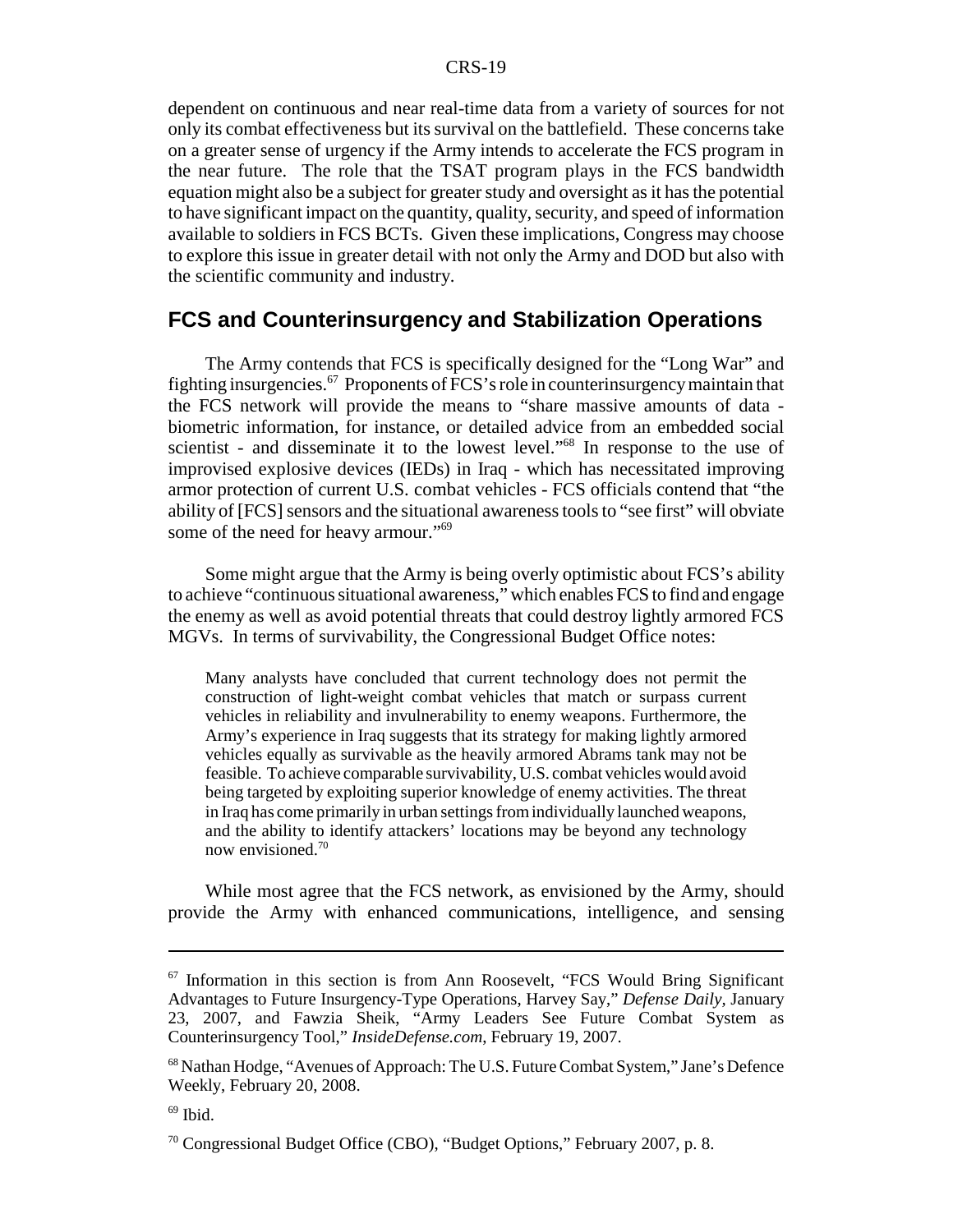dependent on continuous and near real-time data from a variety of sources for not only its combat effectiveness but its survival on the battlefield. These concerns take on a greater sense of urgency if the Army intends to accelerate the FCS program in the near future. The role that the TSAT program plays in the FCS bandwidth equation might also be a subject for greater study and oversight as it has the potential to have significant impact on the quantity, quality, security, and speed of information available to soldiers in FCS BCTs. Given these implications, Congress may choose to explore this issue in greater detail with not only the Army and DOD but also with the scientific community and industry.

## FCS and Counterinsurgency and Stabilization Operations

The Army contends that FCS is specifically designed for the "Long War" and fighting insurgencies.[67] Proponents of FCS's role in counterinsurgency maintain that the FCS network will provide the means to "share massive amounts of data - biometric information, for instance, or detailed advice from an embedded social scientist - and disseminate it to the lowest level."[68] In response to the use of improvised explosive devices (IEDs) in Iraq - which has necessitated improving armor protection of current U.S. combat vehicles - FCS officials contend that "the ability of [FCS] sensors and the situational awareness tools to "see first" will obviate some of the need for heavy armour."[69]

Some might argue that the Army is being overly optimistic about FCS's ability to achieve "continuous situational awareness," which enables FCS to find and engage the enemy as well as avoid potential threats that could destroy lightly armored FCS MGVs. In terms of survivability, the Congressional Budget Office notes:

> Many analysts have concluded that current technology does not permit the construction of light-weight combat vehicles that match or surpass current vehicles in reliability and invulnerability to enemy weapons. Furthermore, the Army's experience in Iraq suggests that its strategy for making lightly armored vehicles equally as survivable as the heavily armored Abrams tank may not be feasible. To achieve comparable survivability, U.S. combat vehicles would avoid being targeted by exploiting superior knowledge of enemy activities. The threat in Iraq has come primarily in urban settings from individually launched weapons, and the ability to identify attackers' locations may be beyond any technology now envisioned.[70]

While most agree that the FCS network, as envisioned by the Army, should provide the Army with enhanced communications, intelligence, and sensing

---

[67] Information in this section is from Ann Roosevelt, "FCS Would Bring Significant Advantages to Future Insurgency-Type Operations, Harvey Say," *Defense Daily*, January 23, 2007, and Fawzia Sheik, "Army Leaders See Future Combat System as Counterinsurgency Tool," *InsideDefense.com*, February 19, 2007.

[68] Nathan Hodge, "Avenues of Approach: The U.S. Future Combat System," Jane's Defence Weekly, February 20, 2008.

[69] Ibid.

[70] Congressional Budget Office (CBO), "Budget Options," February 2007, p. 8.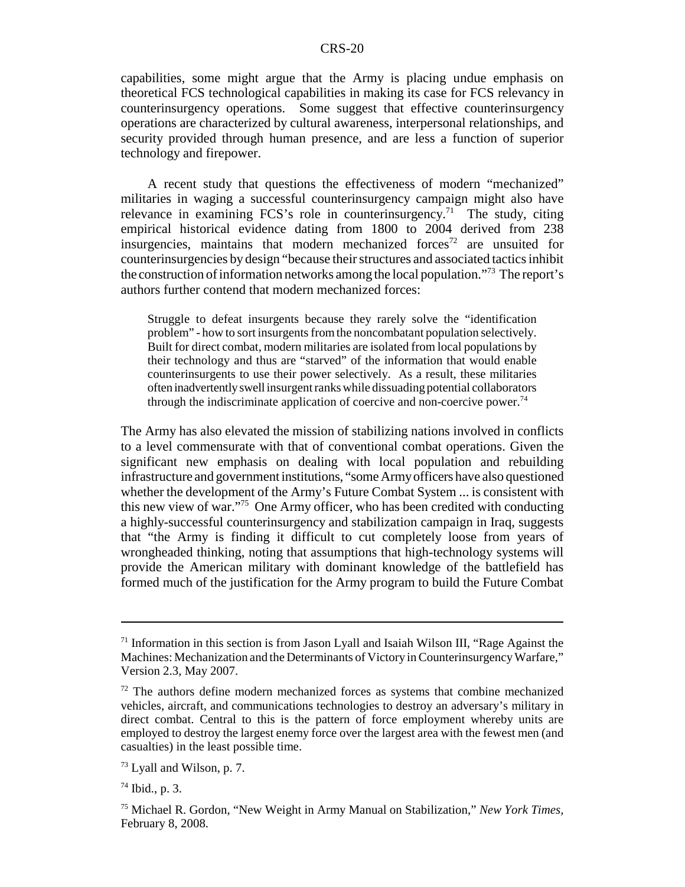capabilities, some might argue that the Army is placing undue emphasis on theoretical FCS technological capabilities in making its case for FCS relevancy in counterinsurgency operations. Some suggest that effective counterinsurgency operations are characterized by cultural awareness, interpersonal relationships, and security provided through human presence, and are less a function of superior technology and firepower.

A recent study that questions the effectiveness of modern "mechanized" militaries in waging a successful counterinsurgency campaign might also have relevance in examining FCS's role in counterinsurgency.[71] The study, citing empirical historical evidence dating from 1800 to 2004 derived from 238 insurgencies, maintains that modern mechanized forces[72] are unsuited for counterinsurgencies by design "because their structures and associated tactics inhibit the construction of information networks among the local population."[73] The report's authors further contend that modern mechanized forces:

> Struggle to defeat insurgents because they rarely solve the "identification problem" - how to sort insurgents from the noncombatant population selectively. Built for direct combat, modern militaries are isolated from local populations by their technology and thus are "starved" of the information that would enable counterinsurgents to use their power selectively. As a result, these militaries often inadvertently swell insurgent ranks while dissuading potential collaborators through the indiscriminate application of coercive and non-coercive power.[74]

The Army has also elevated the mission of stabilizing nations involved in conflicts to a level commensurate with that of conventional combat operations. Given the significant new emphasis on dealing with local population and rebuilding infrastructure and government institutions, "some Army officers have also questioned whether the development of the Army's Future Combat System ... is consistent with this new view of war."[75] One Army officer, who has been credited with conducting a highly-successful counterinsurgency and stabilization campaign in Iraq, suggests that "the Army is finding it difficult to cut completely loose from years of wrongheaded thinking, noting that assumptions that high-technology systems will provide the American military with dominant knowledge of the battlefield has formed much of the justification for the Army program to build the Future Combat

---

[71] Information in this section is from Jason Lyall and Isaiah Wilson III, "Rage Against the Machines: Mechanization and the Determinants of Victory in Counterinsurgency Warfare," Version 2.3, May 2007.

[72] The authors define modern mechanized forces as systems that combine mechanized vehicles, aircraft, and communications technologies to destroy an adversary's military in direct combat. Central to this is the pattern of force employment whereby units are employed to destroy the largest enemy force over the largest area with the fewest men (and casualties) in the least possible time.

[73] Lyall and Wilson, p. 7.

[74] Ibid., p. 3.

[75] Michael R. Gordon, "New Weight in Army Manual on Stabilization," *New York Times,* February 8, 2008.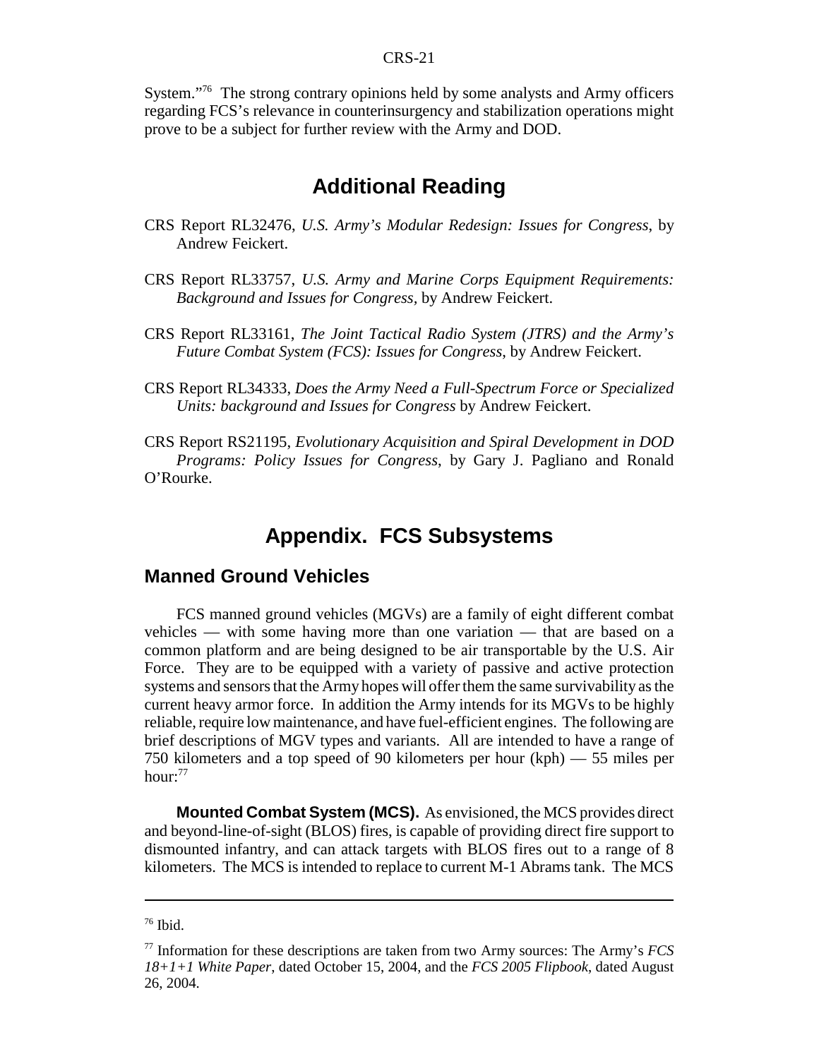System."[76] The strong contrary opinions held by some analysts and Army officers regarding FCS's relevance in counterinsurgency and stabilization operations might prove to be a subject for further review with the Army and DOD.

## Additional Reading

CRS Report RL32476, *U.S. Army's Modular Redesign: Issues for Congress*, by Andrew Feickert.

CRS Report RL33757, *U.S. Army and Marine Corps Equipment Requirements: Background and Issues for Congress*, by Andrew Feickert.

CRS Report RL33161, *The Joint Tactical Radio System (JTRS) and the Army's Future Combat System (FCS): Issues for Congress*, by Andrew Feickert.

CRS Report RL34333, *Does the Army Need a Full-Spectrum Force or Specialized Units: background and Issues for Congress* by Andrew Feickert.

CRS Report RS21195, *Evolutionary Acquisition and Spiral Development in DOD Programs: Policy Issues for Congress*, by Gary J. Pagliano and Ronald O'Rourke.

## Appendix. FCS Subsystems

### Manned Ground Vehicles

FCS manned ground vehicles (MGVs) are a family of eight different combat vehicles — with some having more than one variation — that are based on a common platform and are being designed to be air transportable by the U.S. Air Force. They are to be equipped with a variety of passive and active protection systems and sensors that the Army hopes will offer them the same survivability as the current heavy armor force. In addition the Army intends for its MGVs to be highly reliable, require low maintenance, and have fuel-efficient engines. The following are brief descriptions of MGV types and variants. All are intended to have a range of 750 kilometers and a top speed of 90 kilometers per hour (kph) — 55 miles per hour:[77]

**Mounted Combat System (MCS).** As envisioned, the MCS provides direct and beyond-line-of-sight (BLOS) fires, is capable of providing direct fire support to dismounted infantry, and can attack targets with BLOS fires out to a range of 8 kilometers. The MCS is intended to replace to current M-1 Abrams tank. The MCS

---

[76] Ibid.

[77] Information for these descriptions are taken from two Army sources: The Army's *FCS 18+1+1 White Paper*, dated October 15, 2004, and the *FCS 2005 Flipbook*, dated August 26, 2004.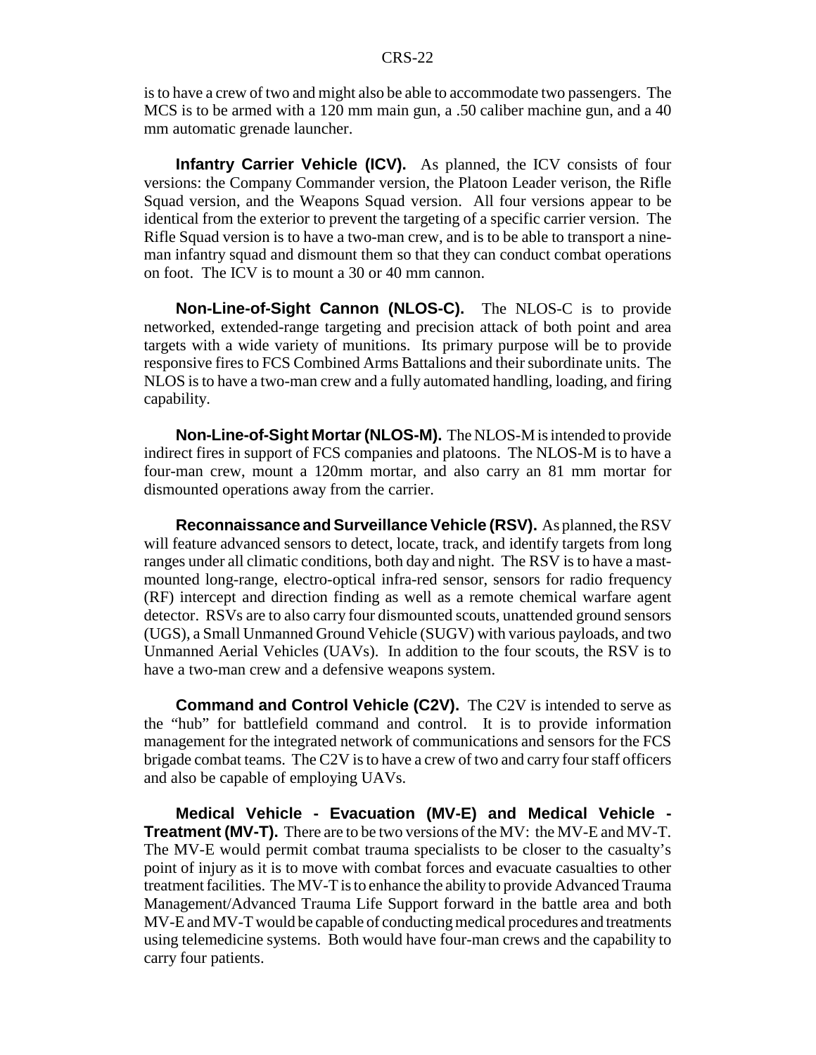is to have a crew of two and might also be able to accommodate two passengers. The MCS is to be armed with a 120 mm main gun, a .50 caliber machine gun, and a 40 mm automatic grenade launcher.

**Infantry Carrier Vehicle (ICV).** As planned, the ICV consists of four versions: the Company Commander version, the Platoon Leader verison, the Rifle Squad version, and the Weapons Squad version. All four versions appear to be identical from the exterior to prevent the targeting of a specific carrier version. The Rifle Squad version is to have a two-man crew, and is to be able to transport a nine-man infantry squad and dismount them so that they can conduct combat operations on foot. The ICV is to mount a 30 or 40 mm cannon.

**Non-Line-of-Sight Cannon (NLOS-C).** The NLOS-C is to provide networked, extended-range targeting and precision attack of both point and area targets with a wide variety of munitions. Its primary purpose will be to provide responsive fires to FCS Combined Arms Battalions and their subordinate units. The NLOS is to have a two-man crew and a fully automated handling, loading, and firing capability.

**Non-Line-of-Sight Mortar (NLOS-M).** The NLOS-M is intended to provide indirect fires in support of FCS companies and platoons. The NLOS-M is to have a four-man crew, mount a 120mm mortar, and also carry an 81 mm mortar for dismounted operations away from the carrier.

**Reconnaissance and Surveillance Vehicle (RSV).** As planned, the RSV will feature advanced sensors to detect, locate, track, and identify targets from long ranges under all climatic conditions, both day and night. The RSV is to have a mast-mounted long-range, electro-optical infra-red sensor, sensors for radio frequency (RF) intercept and direction finding as well as a remote chemical warfare agent detector. RSVs are to also carry four dismounted scouts, unattended ground sensors (UGS), a Small Unmanned Ground Vehicle (SUGV) with various payloads, and two Unmanned Aerial Vehicles (UAVs). In addition to the four scouts, the RSV is to have a two-man crew and a defensive weapons system.

**Command and Control Vehicle (C2V).** The C2V is intended to serve as the "hub" for battlefield command and control. It is to provide information management for the integrated network of communications and sensors for the FCS brigade combat teams. The C2V is to have a crew of two and carry four staff officers and also be capable of employing UAVs.

**Medical Vehicle - Evacuation (MV-E) and Medical Vehicle - Treatment (MV-T).** There are to be two versions of the MV: the MV-E and MV-T. The MV-E would permit combat trauma specialists to be closer to the casualty's point of injury as it is to move with combat forces and evacuate casualties to other treatment facilities. The MV-T is to enhance the ability to provide Advanced Trauma Management/Advanced Trauma Life Support forward in the battle area and both MV-E and MV-T would be capable of conducting medical procedures and treatments using telemedicine systems. Both would have four-man crews and the capability to carry four patients.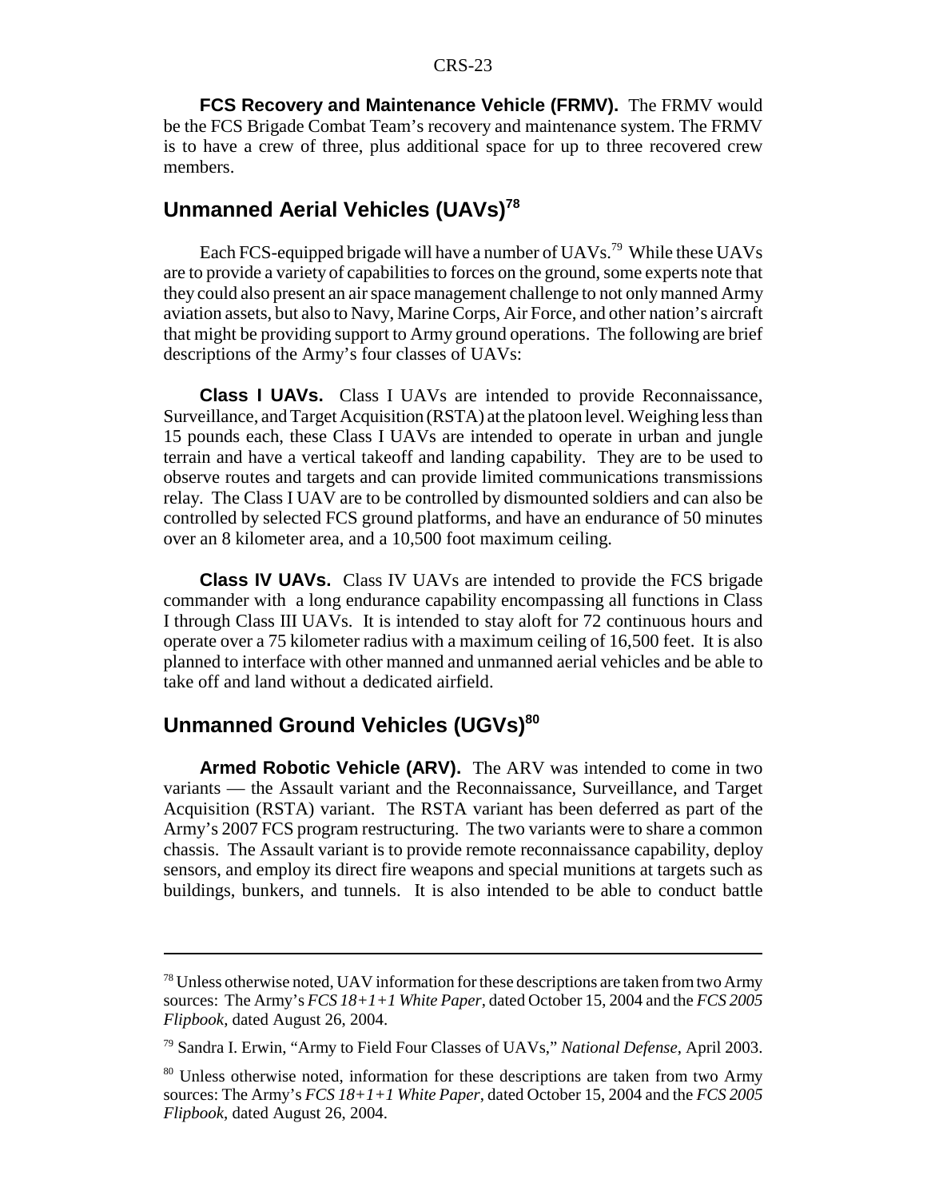**FCS Recovery and Maintenance Vehicle (FRMV).** The FRMV would be the FCS Brigade Combat Team's recovery and maintenance system. The FRMV is to have a crew of three, plus additional space for up to three recovered crew members.

## Unmanned Aerial Vehicles (UAVs)[78]

Each FCS-equipped brigade will have a number of UAVs.[79] While these UAVs are to provide a variety of capabilities to forces on the ground, some experts note that they could also present an air space management challenge to not only manned Army aviation assets, but also to Navy, Marine Corps, Air Force, and other nation's aircraft that might be providing support to Army ground operations. The following are brief descriptions of the Army's four classes of UAVs:

**Class I UAVs.** Class I UAVs are intended to provide Reconnaissance, Surveillance, and Target Acquisition (RSTA) at the platoon level. Weighing less than 15 pounds each, these Class I UAVs are intended to operate in urban and jungle terrain and have a vertical takeoff and landing capability. They are to be used to observe routes and targets and can provide limited communications transmissions relay. The Class I UAV are to be controlled by dismounted soldiers and can also be controlled by selected FCS ground platforms, and have an endurance of 50 minutes over an 8 kilometer area, and a 10,500 foot maximum ceiling.

**Class IV UAVs.** Class IV UAVs are intended to provide the FCS brigade commander with a long endurance capability encompassing all functions in Class I through Class III UAVs. It is intended to stay aloft for 72 continuous hours and operate over a 75 kilometer radius with a maximum ceiling of 16,500 feet. It is also planned to interface with other manned and unmanned aerial vehicles and be able to take off and land without a dedicated airfield.

## Unmanned Ground Vehicles (UGVs)[80]

**Armed Robotic Vehicle (ARV).** The ARV was intended to come in two variants — the Assault variant and the Reconnaissance, Surveillance, and Target Acquisition (RSTA) variant. The RSTA variant has been deferred as part of the Army's 2007 FCS program restructuring. The two variants were to share a common chassis. The Assault variant is to provide remote reconnaissance capability, deploy sensors, and employ its direct fire weapons and special munitions at targets such as buildings, bunkers, and tunnels. It is also intended to be able to conduct battle

---

[78] Unless otherwise noted, UAV information for these descriptions are taken from two Army sources: The Army's *FCS 18+1+1 White Paper*, dated October 15, 2004 and the *FCS 2005 Flipbook*, dated August 26, 2004.

[79] Sandra I. Erwin, "Army to Field Four Classes of UAVs," *National Defense*, April 2003.

[80] Unless otherwise noted, information for these descriptions are taken from two Army sources: The Army's *FCS 18+1+1 White Paper*, dated October 15, 2004 and the *FCS 2005 Flipbook*, dated August 26, 2004.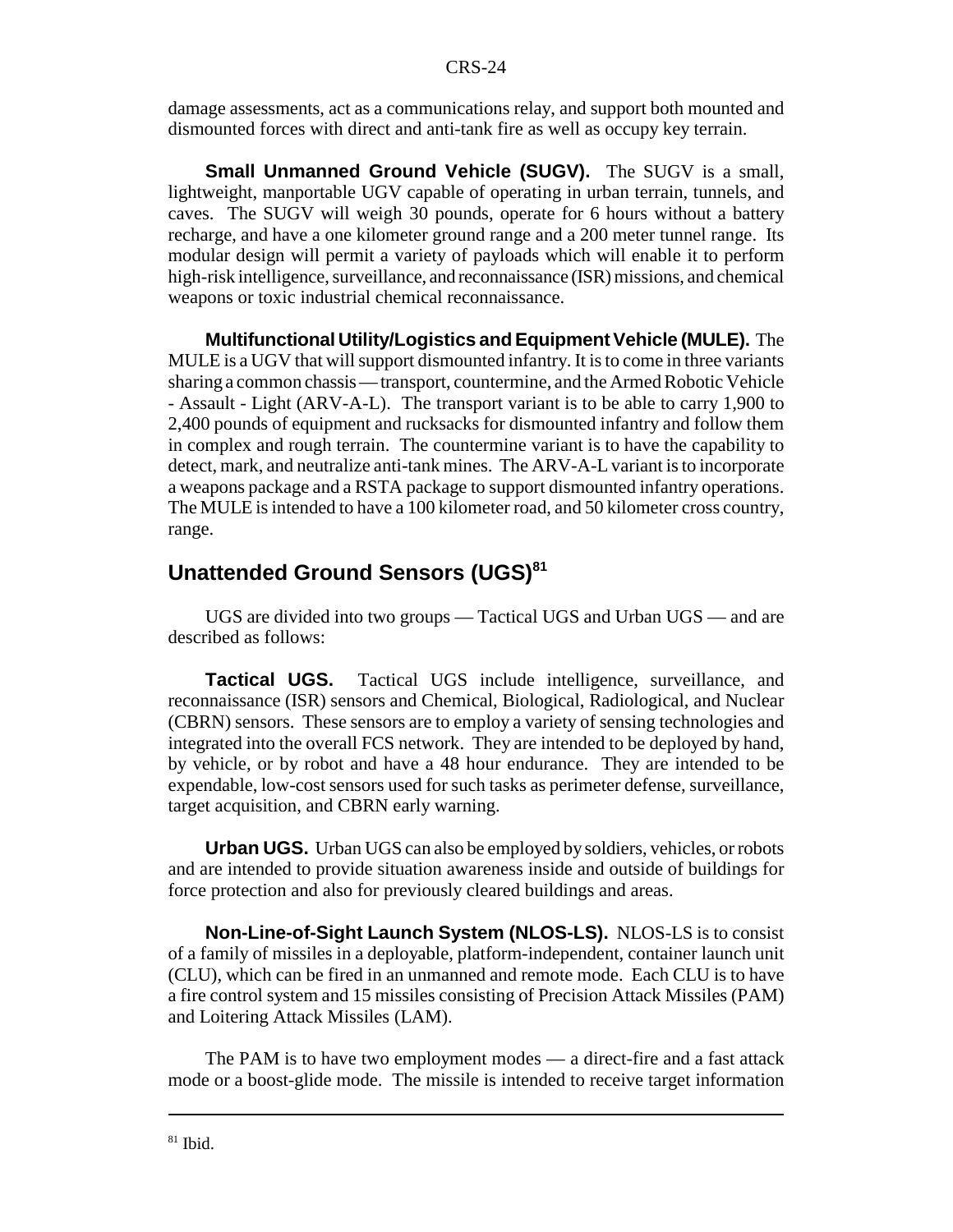damage assessments, act as a communications relay, and support both mounted and dismounted forces with direct and anti-tank fire as well as occupy key terrain.

**Small Unmanned Ground Vehicle (SUGV).** The SUGV is a small, lightweight, manportable UGV capable of operating in urban terrain, tunnels, and caves. The SUGV will weigh 30 pounds, operate for 6 hours without a battery recharge, and have a one kilometer ground range and a 200 meter tunnel range. Its modular design will permit a variety of payloads which will enable it to perform high-risk intelligence, surveillance, and reconnaissance (ISR) missions, and chemical weapons or toxic industrial chemical reconnaissance.

**Multifunctional Utility/Logistics and Equipment Vehicle (MULE).** The MULE is a UGV that will support dismounted infantry. It is to come in three variants sharing a common chassis — transport, countermine, and the Armed Robotic Vehicle - Assault - Light (ARV-A-L). The transport variant is to be able to carry 1,900 to 2,400 pounds of equipment and rucksacks for dismounted infantry and follow them in complex and rough terrain. The countermine variant is to have the capability to detect, mark, and neutralize anti-tank mines. The ARV-A-L variant is to incorporate a weapons package and a RSTA package to support dismounted infantry operations. The MULE is intended to have a 100 kilometer road, and 50 kilometer cross country, range.

## Unattended Ground Sensors (UGS)[81]

UGS are divided into two groups — Tactical UGS and Urban UGS — and are described as follows:

**Tactical UGS.** Tactical UGS include intelligence, surveillance, and reconnaissance (ISR) sensors and Chemical, Biological, Radiological, and Nuclear (CBRN) sensors. These sensors are to employ a variety of sensing technologies and integrated into the overall FCS network. They are intended to be deployed by hand, by vehicle, or by robot and have a 48 hour endurance. They are intended to be expendable, low-cost sensors used for such tasks as perimeter defense, surveillance, target acquisition, and CBRN early warning.

**Urban UGS.** Urban UGS can also be employed by soldiers, vehicles, or robots and are intended to provide situation awareness inside and outside of buildings for force protection and also for previously cleared buildings and areas.

**Non-Line-of-Sight Launch System (NLOS-LS).** NLOS-LS is to consist of a family of missiles in a deployable, platform-independent, container launch unit (CLU), which can be fired in an unmanned and remote mode. Each CLU is to have a fire control system and 15 missiles consisting of Precision Attack Missiles (PAM) and Loitering Attack Missiles (LAM).

The PAM is to have two employment modes — a direct-fire and a fast attack mode or a boost-glide mode. The missile is intended to receive target information

---

[81] Ibid.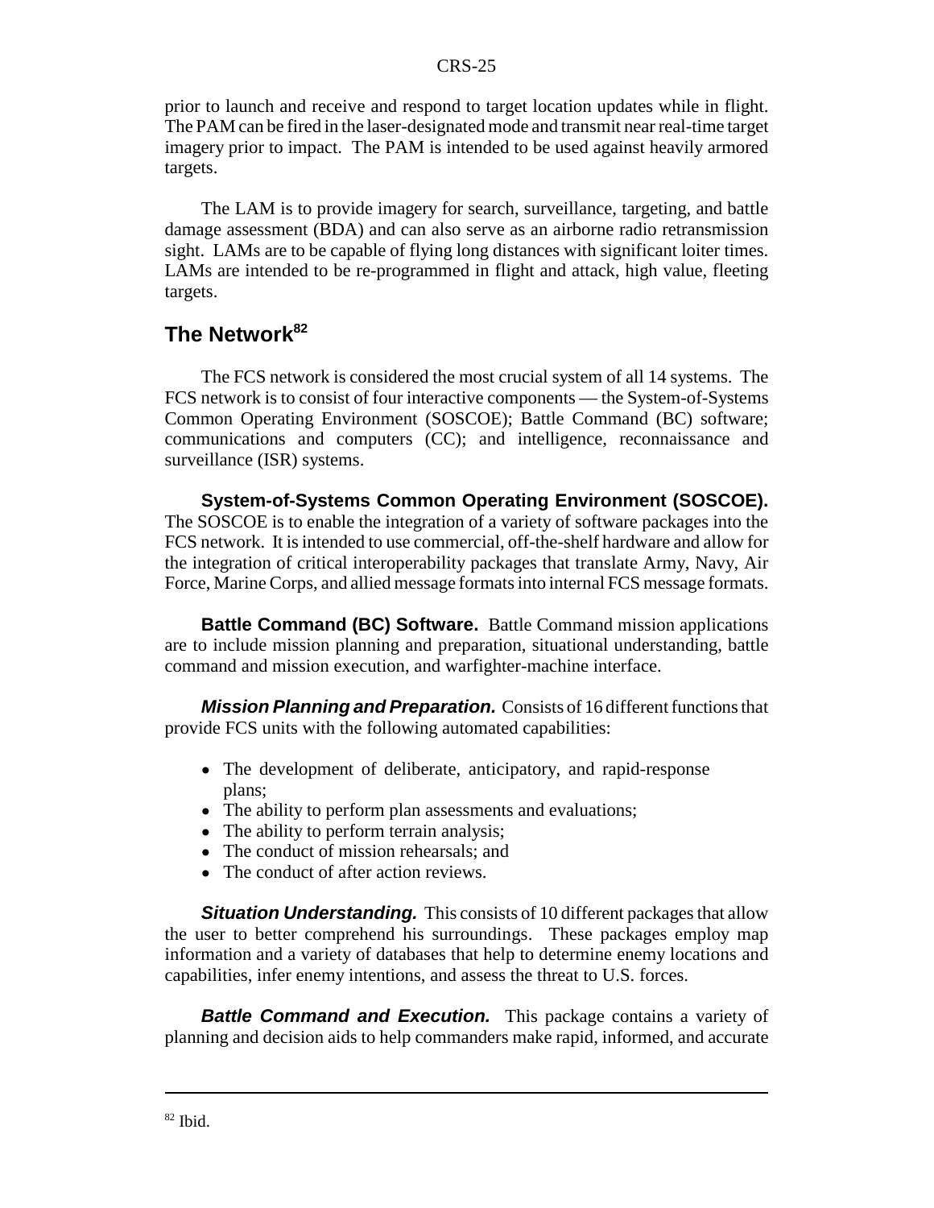prior to launch and receive and respond to target location updates while in flight. The PAM can be fired in the laser-designated mode and transmit near real-time target imagery prior to impact. The PAM is intended to be used against heavily armored targets.

The LAM is to provide imagery for search, surveillance, targeting, and battle damage assessment (BDA) and can also serve as an airborne radio retransmission sight. LAMs are to be capable of flying long distances with significant loiter times. LAMs are intended to be re-programmed in flight and attack, high value, fleeting targets.

## The Network[82]

The FCS network is considered the most crucial system of all 14 systems. The FCS network is to consist of four interactive components — the System-of-Systems Common Operating Environment (SOSCOE); Battle Command (BC) software; communications and computers (CC); and intelligence, reconnaissance and surveillance (ISR) systems.

**System-of-Systems Common Operating Environment (SOSCOE).** The SOSCOE is to enable the integration of a variety of software packages into the FCS network. It is intended to use commercial, off-the-shelf hardware and allow for the integration of critical interoperability packages that translate Army, Navy, Air Force, Marine Corps, and allied message formats into internal FCS message formats.

**Battle Command (BC) Software.** Battle Command mission applications are to include mission planning and preparation, situational understanding, battle command and mission execution, and warfighter-machine interface.

***Mission Planning and Preparation.*** Consists of 16 different functions that provide FCS units with the following automated capabilities:

- The development of deliberate, anticipatory, and rapid-response plans;
- The ability to perform plan assessments and evaluations;
- The ability to perform terrain analysis;
- The conduct of mission rehearsals; and
- The conduct of after action reviews.

***Situation Understanding.*** This consists of 10 different packages that allow the user to better comprehend his surroundings. These packages employ map information and a variety of databases that help to determine enemy locations and capabilities, infer enemy intentions, and assess the threat to U.S. forces.

***Battle Command and Execution.*** This package contains a variety of planning and decision aids to help commanders make rapid, informed, and accurate

---

[82] Ibid.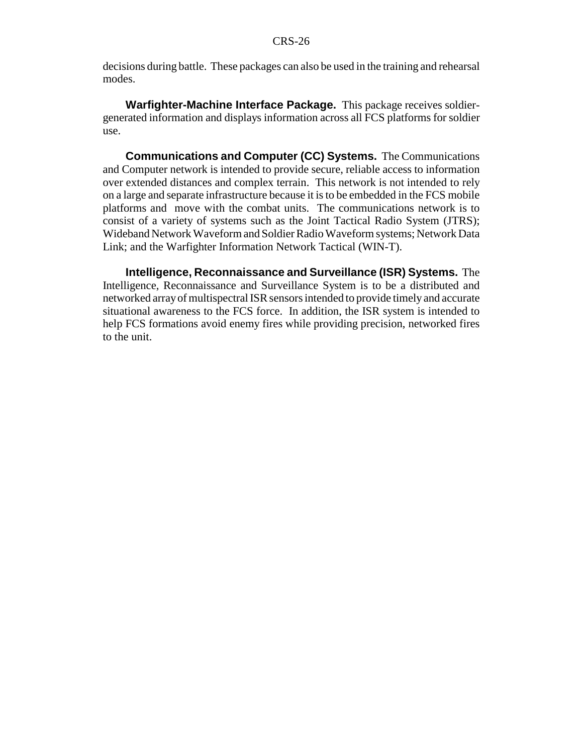decisions during battle. These packages can also be used in the training and rehearsal modes.

**Warfighter-Machine Interface Package.** This package receives soldier-generated information and displays information across all FCS platforms for soldier use.

**Communications and Computer (CC) Systems.** The Communications and Computer network is intended to provide secure, reliable access to information over extended distances and complex terrain. This network is not intended to rely on a large and separate infrastructure because it is to be embedded in the FCS mobile platforms and move with the combat units. The communications network is to consist of a variety of systems such as the Joint Tactical Radio System (JTRS); Wideband Network Waveform and Soldier Radio Waveform systems; Network Data Link; and the Warfighter Information Network Tactical (WIN-T).

**Intelligence, Reconnaissance and Surveillance (ISR) Systems.** The Intelligence, Reconnaissance and Surveillance System is to be a distributed and networked array of multispectral ISR sensors intended to provide timely and accurate situational awareness to the FCS force. In addition, the ISR system is intended to help FCS formations avoid enemy fires while providing precision, networked fires to the unit.